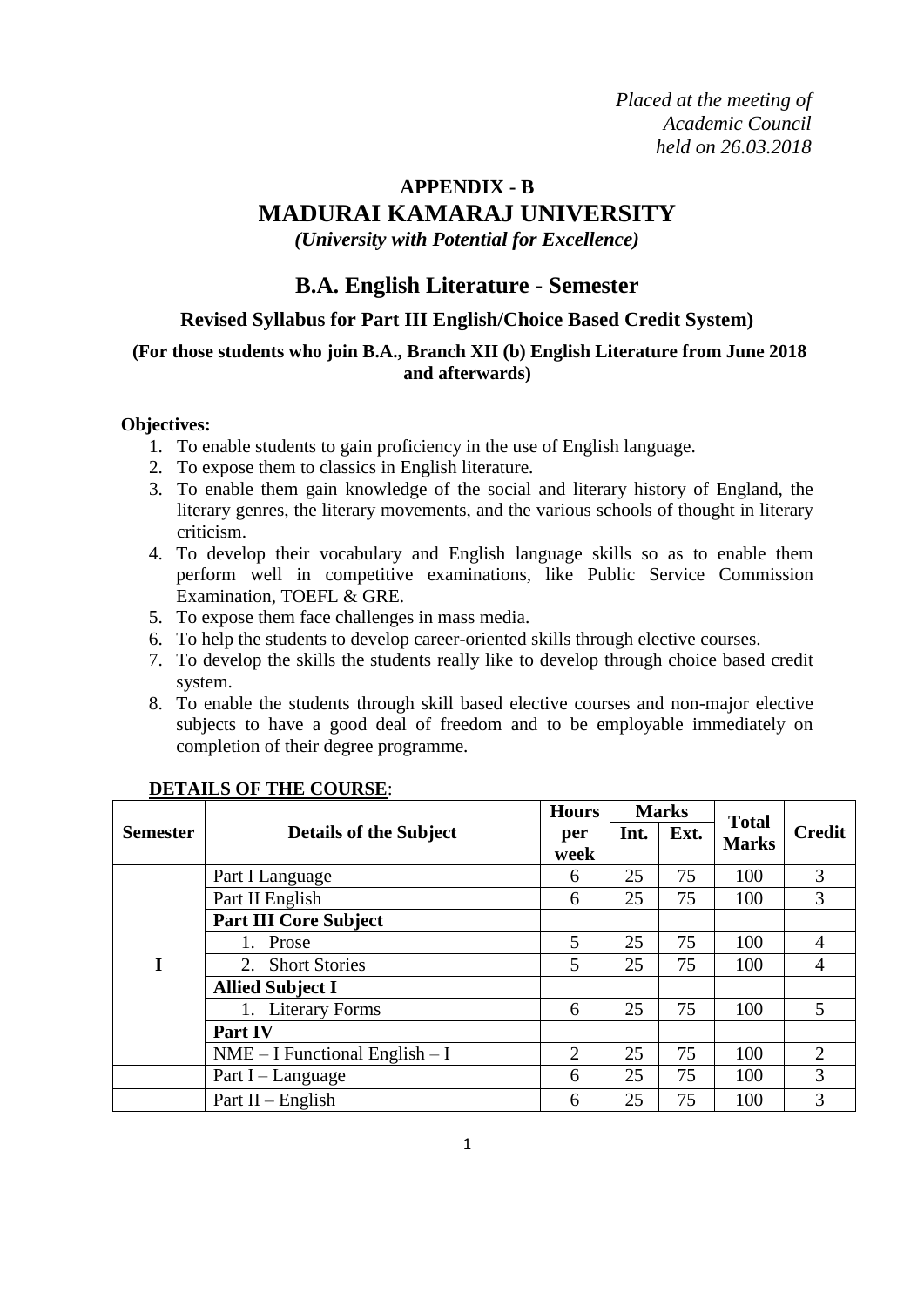*Placed at the meeting of Academic Council held on 26.03.2018*

**APPENDIX - B**

# MADURAI KAMARAJ UNIVERSITY

***(University with Potential for Excellence)***

## B.A. English Literature - Semester

### Revised Syllabus for Part III English/Choice Based Credit System)

**(For those students who join B.A., Branch XII (b) English Literature from June 2018 and afterwards)**

**Objectives:**

1. To enable students to gain proficiency in the use of English language.
2. To expose them to classics in English literature.
3. To enable them gain knowledge of the social and literary history of England, the literary genres, the literary movements, and the various schools of thought in literary criticism.
4. To develop their vocabulary and English language skills so as to enable them perform well in competitive examinations, like Public Service Commission Examination, TOEFL & GRE.
5. To expose them face challenges in mass media.
6. To help the students to develop career-oriented skills through elective courses.
7. To develop the skills the students really like to develop through choice based credit system.
8. To enable the students through skill based elective courses and non-major elective subjects to have a good deal of freedom and to be employable immediately on completion of their degree programme.

**DETAILS OF THE COURSE**:

| Semester | Details of the Subject | Hours per week | Marks | | Total Marks | Credit |
|---|---|---|---|---|---|---|
| | | | Int. | Ext. | | |
| I | Part I Language | 6 | 25 | 75 | 100 | 3 |
| | Part II English | 6 | 25 | 75 | 100 | 3 |
| | **Part III Core Subject** | | | | | |
| | 1. Prose | 5 | 25 | 75 | 100 | 4 |
| | 2. Short Stories | 5 | 25 | 75 | 100 | 4 |
| | **Allied Subject I** | | | | | |
| | 1. Literary Forms | 6 | 25 | 75 | 100 | 5 |
| | **Part IV** | | | | | |
| | NME – I Functional English – I | 2 | 25 | 75 | 100 | 2 |
| | Part I – Language | 6 | 25 | 75 | 100 | 3 |
| | Part II – English | 6 | 25 | 75 | 100 | 3 |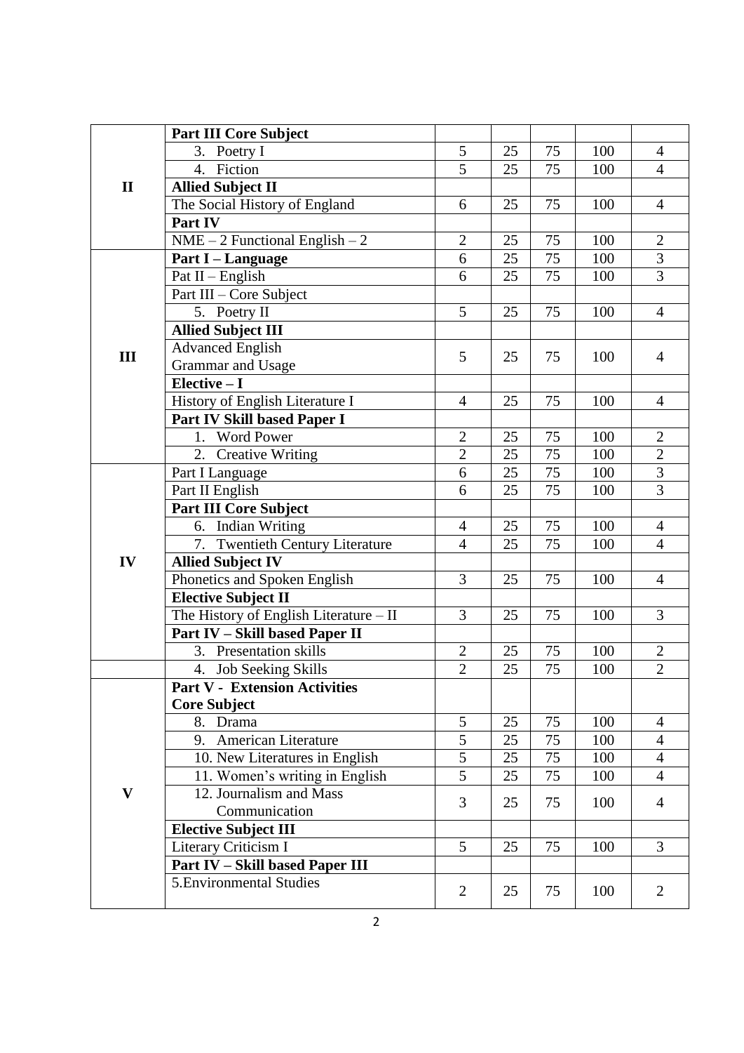| | | | | | | |
|---|---|---|---|---|---|---|
| II | **Part III Core Subject** | | | | | |
| | 3. Poetry I | 5 | 25 | 75 | 100 | 4 |
| | 4. Fiction | 5 | 25 | 75 | 100 | 4 |
| | **Allied Subject II** | | | | | |
| | The Social History of England | 6 | 25 | 75 | 100 | 4 |
| | **Part IV** | | | | | |
| | NME – 2 Functional English – 2 | 2 | 25 | 75 | 100 | 2 |
| III | **Part I – Language** | 6 | 25 | 75 | 100 | 3 |
| | Pat II – English | 6 | 25 | 75 | 100 | 3 |
| | Part III – Core Subject | | | | | |
| | 5. Poetry II | 5 | 25 | 75 | 100 | 4 |
| | **Allied Subject III** | | | | | |
| | Advanced English Grammar and Usage | 5 | 25 | 75 | 100 | 4 |
| | **Elective – I** | | | | | |
| | History of English Literature I | 4 | 25 | 75 | 100 | 4 |
| | **Part IV Skill based Paper I** | | | | | |
| | 1. Word Power | 2 | 25 | 75 | 100 | 2 |
| | 2. Creative Writing | 2 | 25 | 75 | 100 | 2 |
| IV | Part I Language | 6 | 25 | 75 | 100 | 3 |
| | Part II English | 6 | 25 | 75 | 100 | 3 |
| | **Part III Core Subject** | | | | | |
| | 6. Indian Writing | 4 | 25 | 75 | 100 | 4 |
| | 7. Twentieth Century Literature | 4 | 25 | 75 | 100 | 4 |
| | **Allied Subject IV** | | | | | |
| | Phonetics and Spoken English | 3 | 25 | 75 | 100 | 4 |
| | **Elective Subject II** | | | | | |
| | The History of English Literature – II | 3 | 25 | 75 | 100 | 3 |
| | **Part IV – Skill based Paper II** | | | | | |
| | 3. Presentation skills | 2 | 25 | 75 | 100 | 2 |
| | 4. Job Seeking Skills | 2 | 25 | 75 | 100 | 2 |
| V | **Part V - Extension Activities Core Subject** | | | | | |
| | 8. Drama | 5 | 25 | 75 | 100 | 4 |
| | 9. American Literature | 5 | 25 | 75 | 100 | 4 |
| | 10. New Literatures in English | 5 | 25 | 75 | 100 | 4 |
| | 11. Women's writing in English | 5 | 25 | 75 | 100 | 4 |
| | 12. Journalism and Mass Communication | 3 | 25 | 75 | 100 | 4 |
| | **Elective Subject III** | | | | | |
| | Literary Criticism I | 5 | 25 | 75 | 100 | 3 |
| | **Part IV – Skill based Paper III** | | | | | |
| | 5.Environmental Studies | 2 | 25 | 75 | 100 | 2 |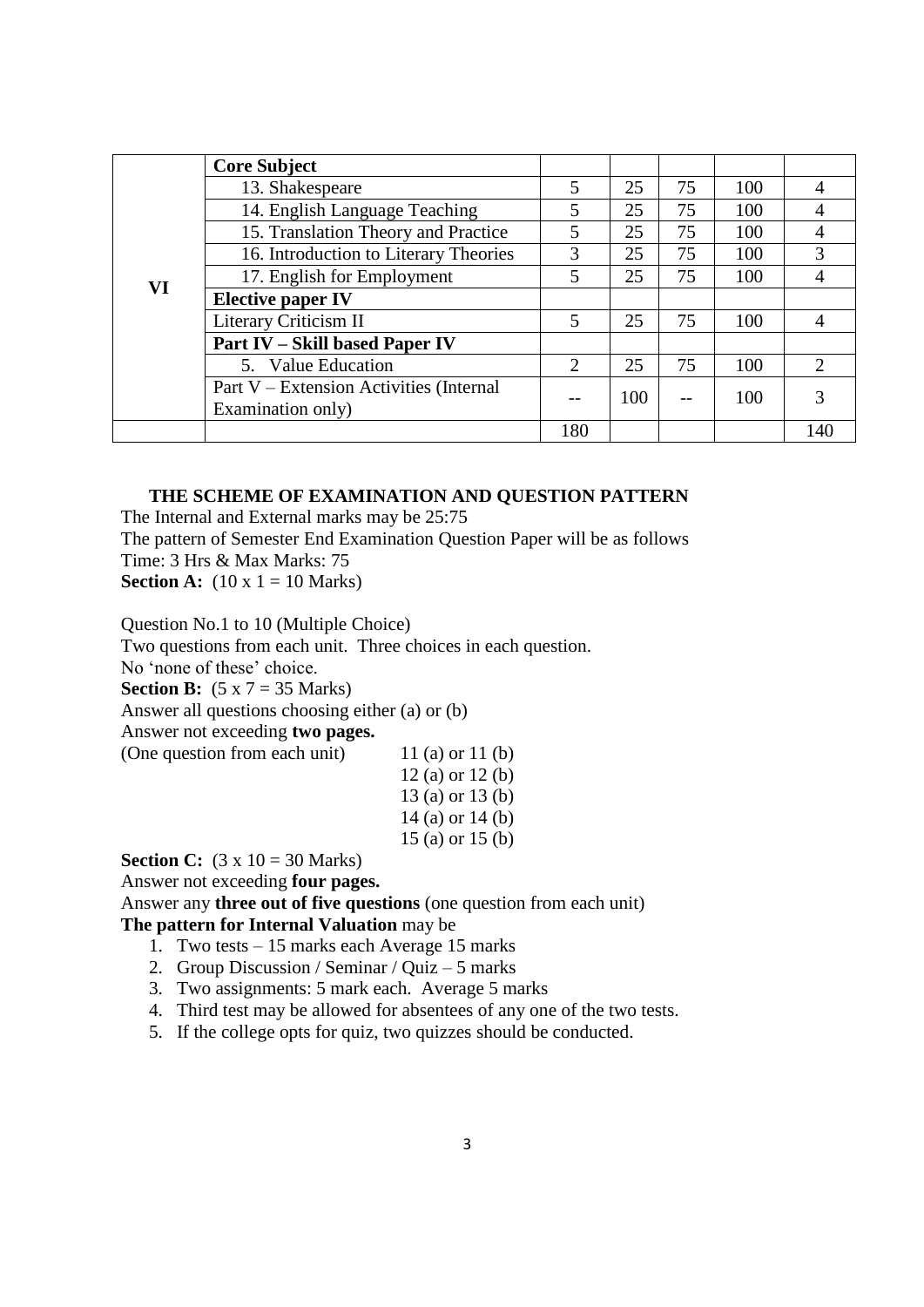| | | | | | | |
|---|---|---|---|---|---|---|
| VI | **Core Subject** | | | | | |
| | 13. Shakespeare | 5 | 25 | 75 | 100 | 4 |
| | 14. English Language Teaching | 5 | 25 | 75 | 100 | 4 |
| | 15. Translation Theory and Practice | 5 | 25 | 75 | 100 | 4 |
| | 16. Introduction to Literary Theories | 3 | 25 | 75 | 100 | 3 |
| | 17. English for Employment | 5 | 25 | 75 | 100 | 4 |
| | **Elective paper IV** | | | | | |
| | Literary Criticism II | 5 | 25 | 75 | 100 | 4 |
| | **Part IV – Skill based Paper IV** | | | | | |
| | 5. Value Education | 2 | 25 | 75 | 100 | 2 |
| | Part V – Extension Activities (Internal Examination only) | -- | 100 | -- | 100 | 3 |
| | | 180 | | | | 140 |

**THE SCHEME OF EXAMINATION AND QUESTION PATTERN**

The Internal and External marks may be 25:75

The pattern of Semester End Examination Question Paper will be as follows

Time: 3 Hrs & Max Marks: 75

**Section A:** (10 x 1 = 10 Marks)

Question No.1 to 10 (Multiple Choice)

Two questions from each unit. Three choices in each question.

No 'none of these' choice.

**Section B:** (5 x 7 = 35 Marks)

Answer all questions choosing either (a) or (b)

Answer not exceeding **two pages.**

(One question from each unit)

11 (a) or 11 (b)
12 (a) or 12 (b)
13 (a) or 13 (b)
14 (a) or 14 (b)
15 (a) or 15 (b)

**Section C:** (3 x 10 = 30 Marks)

Answer not exceeding **four pages.**

Answer any **three out of five questions** (one question from each unit)

**The pattern for Internal Valuation** may be

1. Two tests – 15 marks each Average 15 marks
2. Group Discussion / Seminar / Quiz – 5 marks
3. Two assignments: 5 mark each. Average 5 marks
4. Third test may be allowed for absentees of any one of the two tests.
5. If the college opts for quiz, two quizzes should be conducted.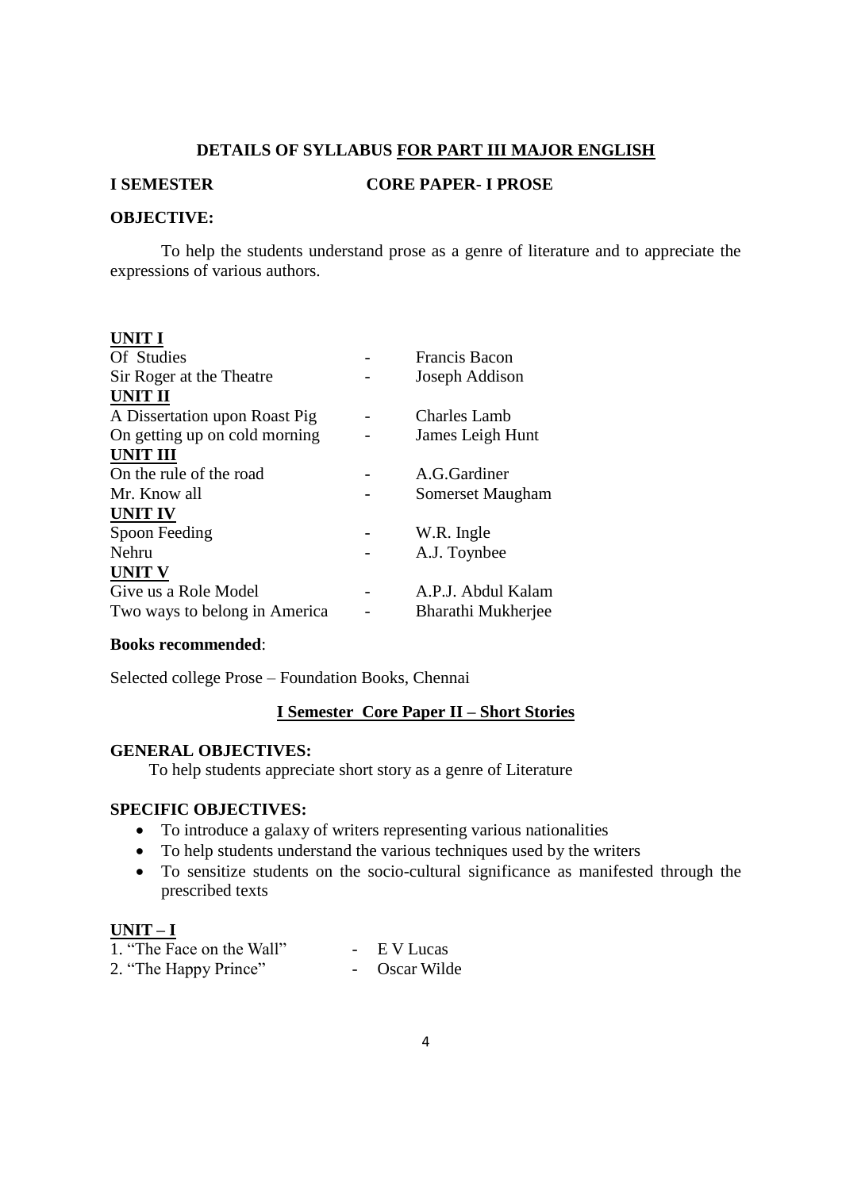## DETAILS OF SYLLABUS FOR PART III MAJOR ENGLISH

**I SEMESTER CORE PAPER- I PROSE**

**OBJECTIVE:**

To help the students understand prose as a genre of literature and to appreciate the expressions of various authors.

**UNIT I**

| | | |
|---|---|---|
| Of Studies | - | Francis Bacon |
| Sir Roger at the Theatre | - | Joseph Addison |

**UNIT II**

| | | |
|---|---|---|
| A Dissertation upon Roast Pig | - | Charles Lamb |
| On getting up on cold morning | - | James Leigh Hunt |

**UNIT III**

| | | |
|---|---|---|
| On the rule of the road | - | A.G.Gardiner |
| Mr. Know all | - | Somerset Maugham |

**UNIT IV**

| | | |
|---|---|---|
| Spoon Feeding | - | W.R. Ingle |
| Nehru | - | A.J. Toynbee |

**UNIT V**

| | | |
|---|---|---|
| Give us a Role Model | - | A.P.J. Abdul Kalam |
| Two ways to belong in America | - | Bharathi Mukherjee |

**Books recommended**:

Selected college Prose – Foundation Books, Chennai

### I Semester Core Paper II – Short Stories

**GENERAL OBJECTIVES:**

To help students appreciate short story as a genre of Literature

**SPECIFIC OBJECTIVES:**

- To introduce a galaxy of writers representing various nationalities
- To help students understand the various techniques used by the writers
- To sensitize students on the socio-cultural significance as manifested through the prescribed texts

**UNIT – I**

| | | |
|---|---|---|
| 1. "The Face on the Wall" | - | E V Lucas |
| 2. "The Happy Prince" | - | Oscar Wilde |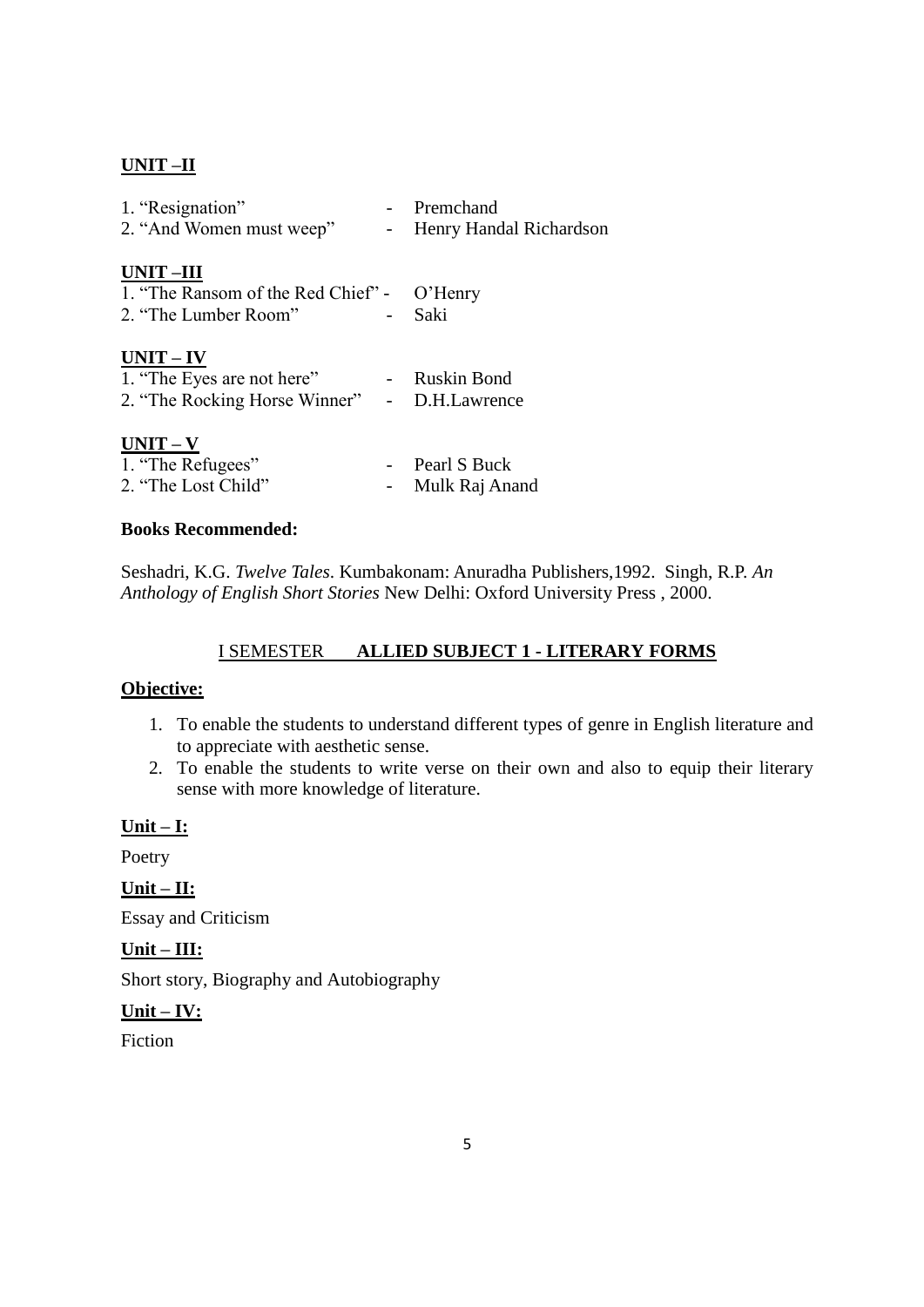**UNIT –II**

1. "Resignation" - Premchand
2. "And Women must weep" - Henry Handal Richardson

**UNIT –III**

1. "The Ransom of the Red Chief" - O'Henry
2. "The Lumber Room" - Saki

**UNIT – IV**

1. "The Eyes are not here" - Ruskin Bond
2. "The Rocking Horse Winner" - D.H.Lawrence

**UNIT – V**

1. "The Refugees" - Pearl S Buck
2. "The Lost Child" - Mulk Raj Anand

**Books Recommended:**

Seshadri, K.G. *Twelve Tales*. Kumbakonam: Anuradha Publishers,1992. Singh, R.P. *An Anthology of English Short Stories* New Delhi: Oxford University Press , 2000.

## I SEMESTER **ALLIED SUBJECT 1 - LITERARY FORMS**

**Objective:**

1. To enable the students to understand different types of genre in English literature and to appreciate with aesthetic sense.
2. To enable the students to write verse on their own and also to equip their literary sense with more knowledge of literature.

**Unit – I:**

Poetry

**Unit – II:**

Essay and Criticism

**Unit – III:**

Short story, Biography and Autobiography

**Unit – IV:**

Fiction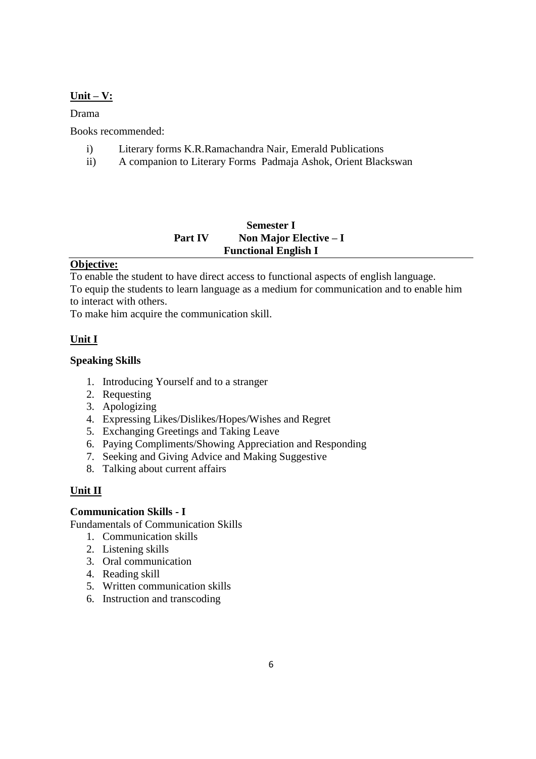**Unit – V:**

Drama

Books recommended:

i) Literary forms K.R.Ramachandra Nair, Emerald Publications
ii) A companion to Literary Forms Padmaja Ashok, Orient Blackswan

**Semester I**
**Part IV Non Major Elective – I**
**Functional English I**

**Objective:**

To enable the student to have direct access to functional aspects of english language.
To equip the students to learn language as a medium for communication and to enable him to interact with others.
To make him acquire the communication skill.

**Unit I**

**Speaking Skills**

1. Introducing Yourself and to a stranger
2. Requesting
3. Apologizing
4. Expressing Likes/Dislikes/Hopes/Wishes and Regret
5. Exchanging Greetings and Taking Leave
6. Paying Compliments/Showing Appreciation and Responding
7. Seeking and Giving Advice and Making Suggestive
8. Talking about current affairs

**Unit II**

**Communication Skills - I**

Fundamentals of Communication Skills

1. Communication skills
2. Listening skills
3. Oral communication
4. Reading skill
5. Written communication skills
6. Instruction and transcoding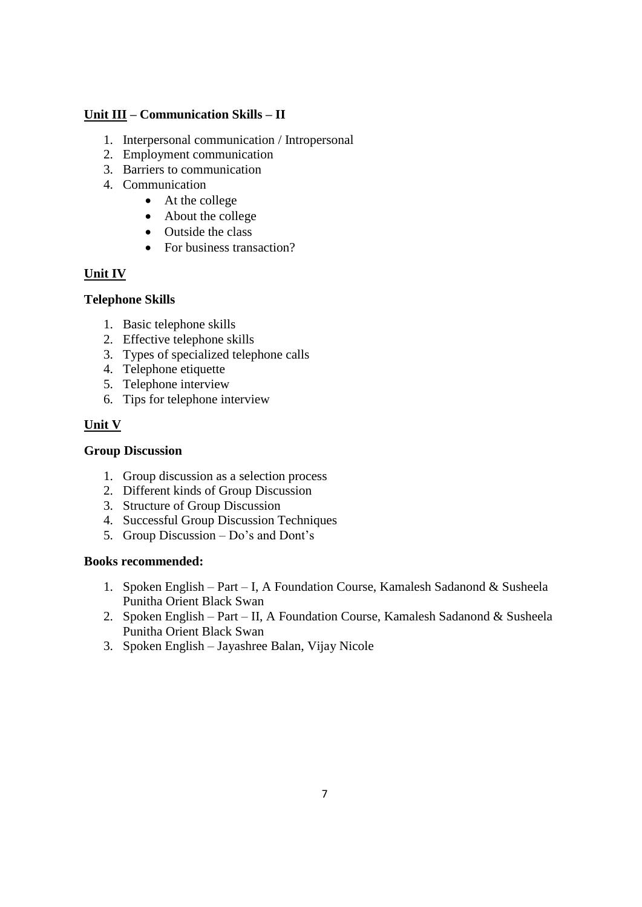**Unit III – Communication Skills – II**

1. Interpersonal communication / Intropersonal
2. Employment communication
3. Barriers to communication
4. Communication
   - At the college
   - About the college
   - Outside the class
   - For business transaction?

**Unit IV**

**Telephone Skills**

1. Basic telephone skills
2. Effective telephone skills
3. Types of specialized telephone calls
4. Telephone etiquette
5. Telephone interview
6. Tips for telephone interview

**Unit V**

**Group Discussion**

1. Group discussion as a selection process
2. Different kinds of Group Discussion
3. Structure of Group Discussion
4. Successful Group Discussion Techniques
5. Group Discussion – Do's and Dont's

**Books recommended:**

1. Spoken English – Part – I, A Foundation Course, Kamalesh Sadanond & Susheela Punitha Orient Black Swan
2. Spoken English – Part – II, A Foundation Course, Kamalesh Sadanond & Susheela Punitha Orient Black Swan
3. Spoken English – Jayashree Balan, Vijay Nicole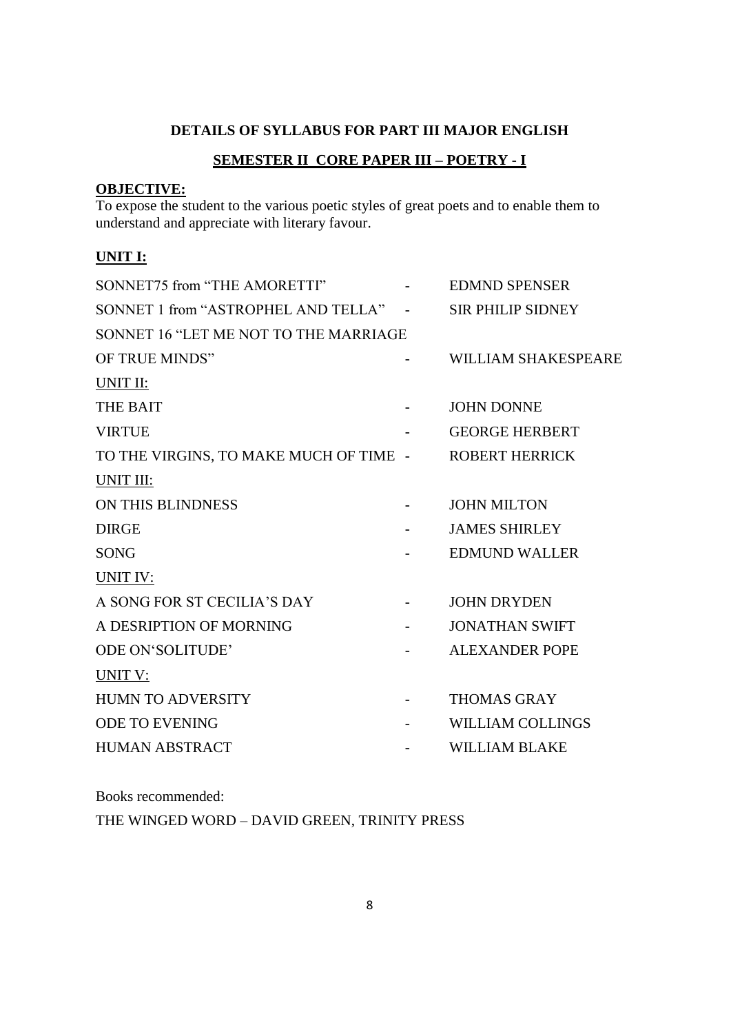**DETAILS OF SYLLABUS FOR PART III MAJOR ENGLISH**

**SEMESTER II CORE PAPER III – POETRY - I**

**OBJECTIVE:**

To expose the student to the various poetic styles of great poets and to enable them to understand and appreciate with literary favour.

**UNIT I:**

SONNET75 from "THE AMORETTI" - EDMND SPENSER

SONNET 1 from "ASTROPHEL AND TELLA" - SIR PHILIP SIDNEY

SONNET 16 "LET ME NOT TO THE MARRIAGE OF TRUE MINDS" - WILLIAM SHAKESPEARE

UNIT II:

THE BAIT - JOHN DONNE

VIRTUE - GEORGE HERBERT

TO THE VIRGINS, TO MAKE MUCH OF TIME - ROBERT HERRICK

UNIT III:

ON THIS BLINDNESS - JOHN MILTON

DIRGE - JAMES SHIRLEY

SONG - EDMUND WALLER

UNIT IV:

A SONG FOR ST CECILIA'S DAY - JOHN DRYDEN

A DESRIPTION OF MORNING - JONATHAN SWIFT

ODE ON'SOLITUDE' - ALEXANDER POPE

UNIT V:

HUMN TO ADVERSITY - THOMAS GRAY

ODE TO EVENING - WILLIAM COLLINGS

HUMAN ABSTRACT - WILLIAM BLAKE

Books recommended:

THE WINGED WORD – DAVID GREEN, TRINITY PRESS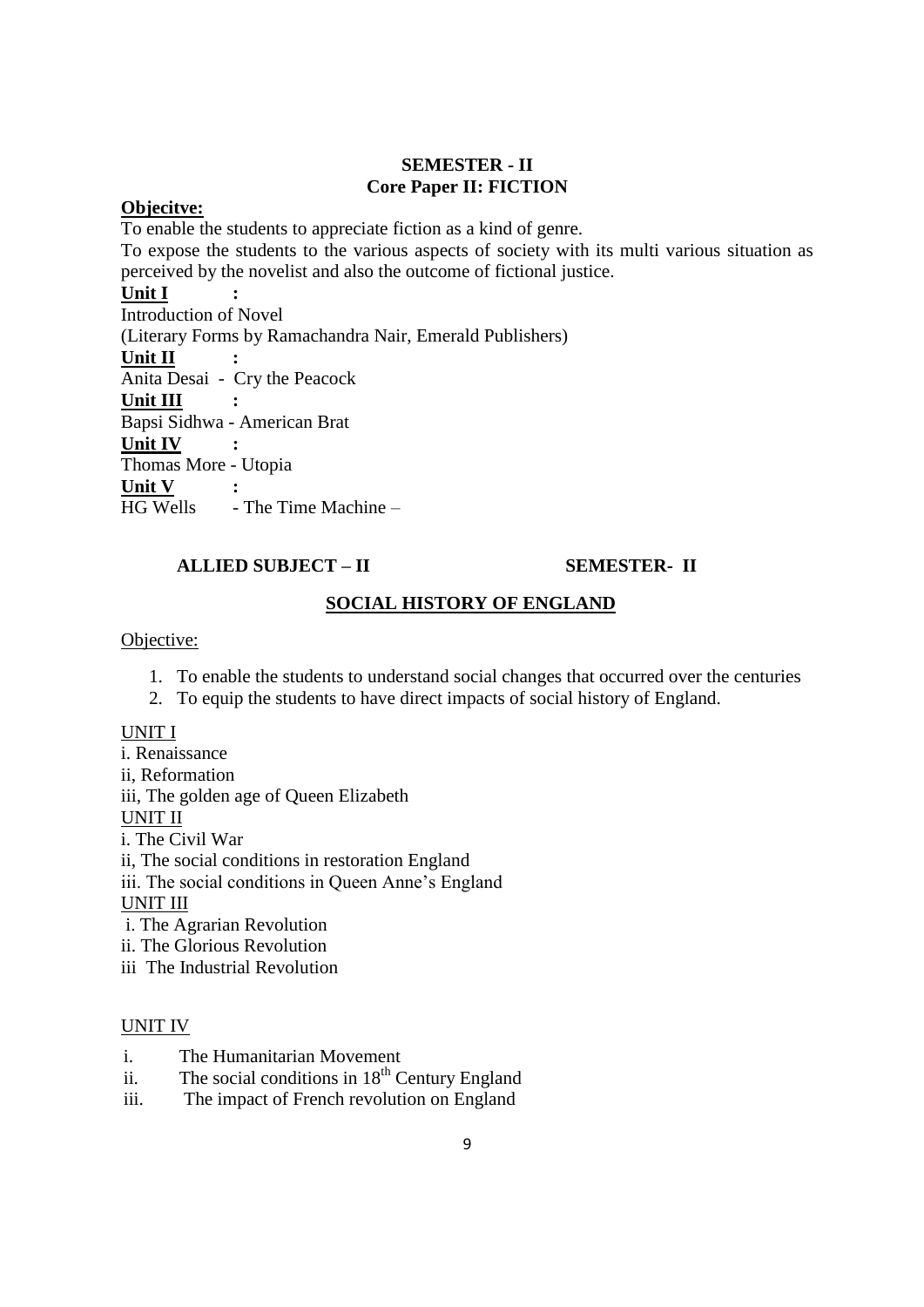**SEMESTER - II**

**Core Paper II: FICTION**

**Objecitve:**

To enable the students to appreciate fiction as a kind of genre.

To expose the students to the various aspects of society with its multi various situation as perceived by the novelist and also the outcome of fictional justice.

**Unit I :**

Introduction of Novel

(Literary Forms by Ramachandra Nair, Emerald Publishers)

**Unit II :**

Anita Desai - Cry the Peacock

**Unit III :**

Bapsi Sidhwa - American Brat

**Unit IV :**

Thomas More - Utopia

**Unit V :**

HG Wells - The Time Machine –

**ALLIED SUBJECT – II** **SEMESTER- II**

**SOCIAL HISTORY OF ENGLAND**

Objective:

1. To enable the students to understand social changes that occurred over the centuries
2. To equip the students to have direct impacts of social history of England.

UNIT I

i. Renaissance

ii, Reformation

iii, The golden age of Queen Elizabeth

UNIT II

i. The Civil War

ii, The social conditions in restoration England

iii. The social conditions in Queen Anne's England

UNIT III

i. The Agrarian Revolution

ii. The Glorious Revolution

iii The Industrial Revolution

UNIT IV

i. The Humanitarian Movement
ii. The social conditions in 18th Century England
iii. The impact of French revolution on England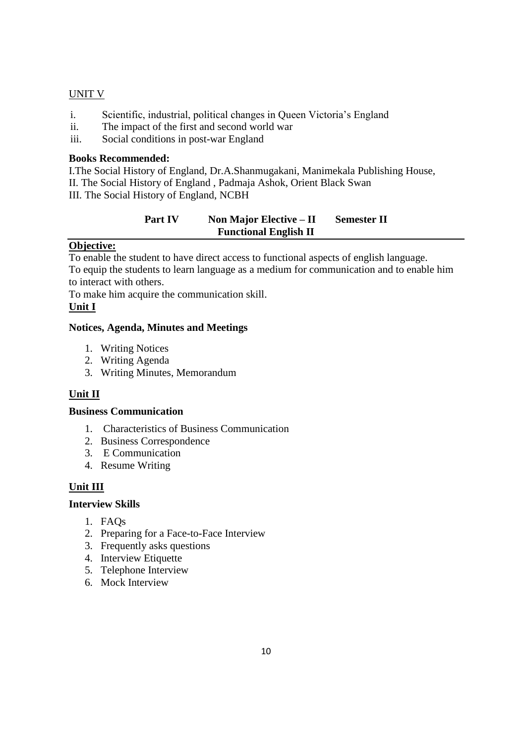UNIT V

i. Scientific, industrial, political changes in Queen Victoria's England
ii. The impact of the first and second world war
iii. Social conditions in post-war England

**Books Recommended:**

I.The Social History of England, Dr.A.Shanmugakani, Manimekala Publishing House,
II. The Social History of England , Padmaja Ashok, Orient Black Swan
III. The Social History of England, NCBH

**Part IV Non Major Elective – II Semester II**
**Functional English II**

**Objective:**

To enable the student to have direct access to functional aspects of english language.
To equip the students to learn language as a medium for communication and to enable him to interact with others.
To make him acquire the communication skill.

**Unit I**

**Notices, Agenda, Minutes and Meetings**

1. Writing Notices
2. Writing Agenda
3. Writing Minutes, Memorandum

**Unit II**

**Business Communication**

1. Characteristics of Business Communication
2. Business Correspondence
3. E Communication
4. Resume Writing

**Unit III**

**Interview Skills**

1. FAQs
2. Preparing for a Face-to-Face Interview
3. Frequently asks questions
4. Interview Etiquette
5. Telephone Interview
6. Mock Interview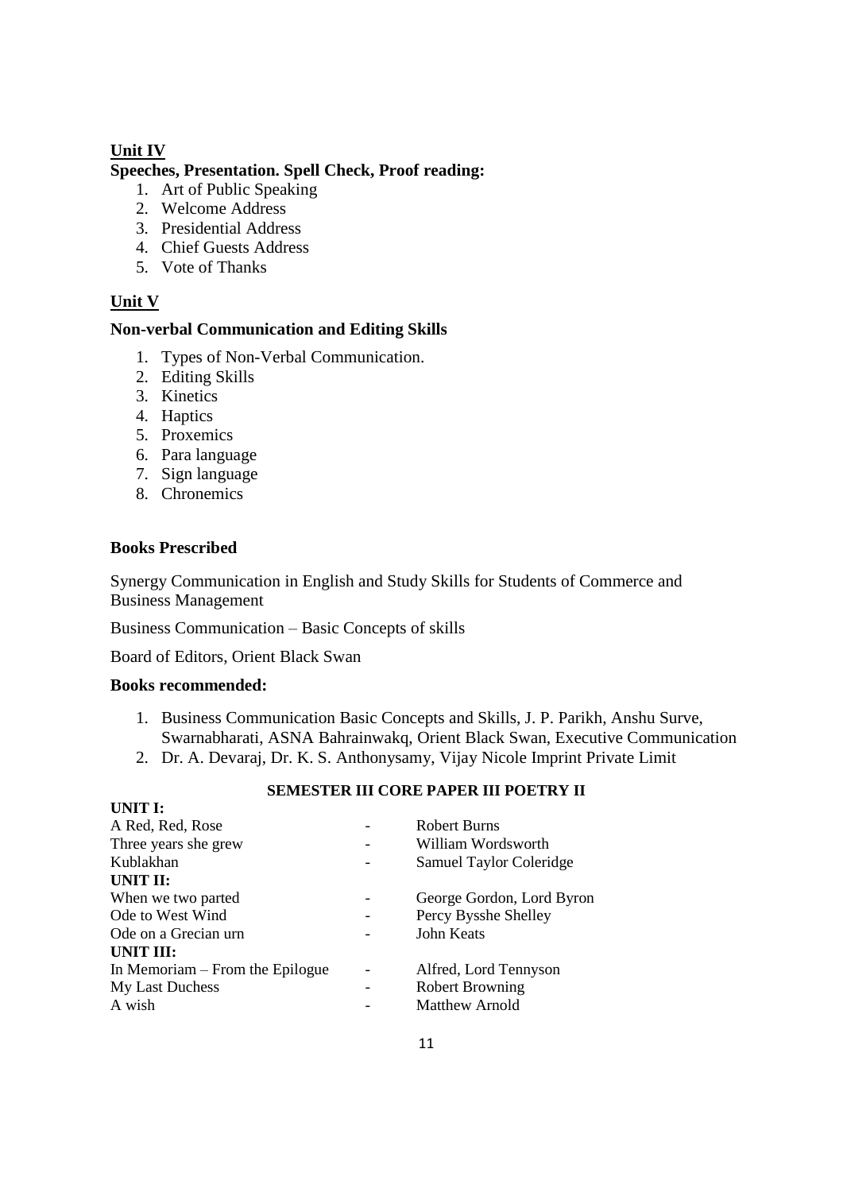## Unit IV

**Speeches, Presentation. Spell Check, Proof reading:**

1. Art of Public Speaking
2. Welcome Address
3. Presidential Address
4. Chief Guests Address
5. Vote of Thanks

## Unit V

**Non-verbal Communication and Editing Skills**

1. Types of Non-Verbal Communication.
2. Editing Skills
3. Kinetics
4. Haptics
5. Proxemics
6. Para language
7. Sign language
8. Chronemics

**Books Prescribed**

Synergy Communication in English and Study Skills for Students of Commerce and Business Management

Business Communication – Basic Concepts of skills

Board of Editors, Orient Black Swan

**Books recommended:**

1. Business Communication Basic Concepts and Skills, J. P. Parikh, Anshu Surve, Swarnabharati, ASNA Bahrainwakq, Orient Black Swan, Executive Communication
2. Dr. A. Devaraj, Dr. K. S. Anthonysamy, Vijay Nicole Imprint Private Limit

### SEMESTER III CORE PAPER III POETRY II

**UNIT I:**

| | | |
|---|---|---|
| A Red, Red, Rose | - | Robert Burns |
| Three years she grew | - | William Wordsworth |
| Kublakhan | - | Samuel Taylor Coleridge |

**UNIT II:**

| | | |
|---|---|---|
| When we two parted | - | George Gordon, Lord Byron |
| Ode to West Wind | - | Percy Bysshe Shelley |
| Ode on a Grecian urn | - | John Keats |

**UNIT III:**

| | | |
|---|---|---|
| In Memoriam – From the Epilogue | - | Alfred, Lord Tennyson |
| My Last Duchess | - | Robert Browning |
| A wish | - | Matthew Arnold |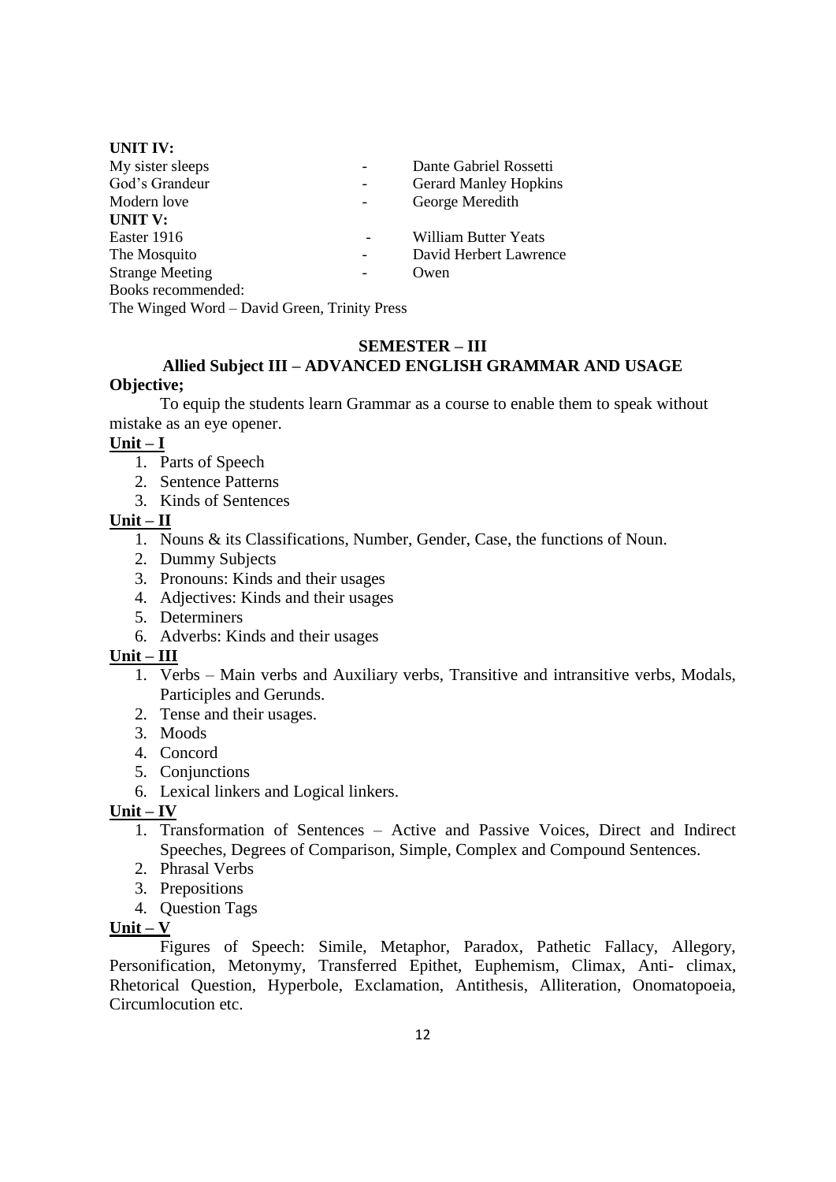**UNIT IV:**

| | | |
|---|---|---|
| My sister sleeps | - | Dante Gabriel Rossetti |
| God's Grandeur | - | Gerard Manley Hopkins |
| Modern love | - | George Meredith |

**UNIT V:**

| | | |
|---|---|---|
| Easter 1916 | - | William Butter Yeats |
| The Mosquito | - | David Herbert Lawrence |
| Strange Meeting | - | Owen |

Books recommended:

The Winged Word – David Green, Trinity Press

## SEMESTER – III

## Allied Subject III – ADVANCED ENGLISH GRAMMAR AND USAGE

**Objective;**

To equip the students learn Grammar as a course to enable them to speak without mistake as an eye opener.

**Unit – I**

1. Parts of Speech
2. Sentence Patterns
3. Kinds of Sentences

**Unit – II**

1. Nouns & its Classifications, Number, Gender, Case, the functions of Noun.
2. Dummy Subjects
3. Pronouns: Kinds and their usages
4. Adjectives: Kinds and their usages
5. Determiners
6. Adverbs: Kinds and their usages

**Unit – III**

1. Verbs – Main verbs and Auxiliary verbs, Transitive and intransitive verbs, Modals, Participles and Gerunds.
2. Tense and their usages.
3. Moods
4. Concord
5. Conjunctions
6. Lexical linkers and Logical linkers.

**Unit – IV**

1. Transformation of Sentences – Active and Passive Voices, Direct and Indirect Speeches, Degrees of Comparison, Simple, Complex and Compound Sentences.
2. Phrasal Verbs
3. Prepositions
4. Question Tags

**Unit – V**

Figures of Speech: Simile, Metaphor, Paradox, Pathetic Fallacy, Allegory, Personification, Metonymy, Transferred Epithet, Euphemism, Climax, Anti- climax, Rhetorical Question, Hyperbole, Exclamation, Antithesis, Alliteration, Onomatopoeia, Circumlocution etc.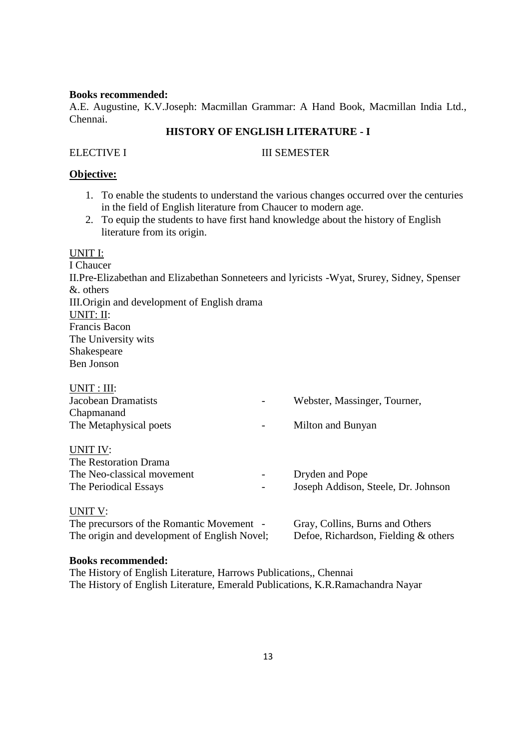**Books recommended:**

A.E. Augustine, K.V.Joseph: Macmillan Grammar: A Hand Book, Macmillan India Ltd., Chennai.

## HISTORY OF ENGLISH LITERATURE - I

ELECTIVE I III SEMESTER

**Objective:**

1. To enable the students to understand the various changes occurred over the centuries in the field of English literature from Chaucer to modern age.
2. To equip the students to have first hand knowledge about the history of English literature from its origin.

UNIT I:

I Chaucer

II.Pre-Elizabethan and Elizabethan Sonneteers and lyricists -Wyat, Srurey, Sidney, Spenser &. others

III.Origin and development of English drama

UNIT: II:

Francis Bacon

The University wits

Shakespeare

Ben Jonson

UNIT : III:

Jacobean Dramatists - Webster, Massinger, Tourner, Chapmanand

The Metaphysical poets - Milton and Bunyan

UNIT IV:

The Restoration Drama

The Neo-classical movement - Dryden and Pope

The Periodical Essays - Joseph Addison, Steele, Dr. Johnson

UNIT V:

The precursors of the Romantic Movement - Gray, Collins, Burns and Others

The origin and development of English Novel; Defoe, Richardson, Fielding & others

**Books recommended:**

The History of English Literature, Harrows Publications,, Chennai

The History of English Literature, Emerald Publications, K.R.Ramachandra Nayar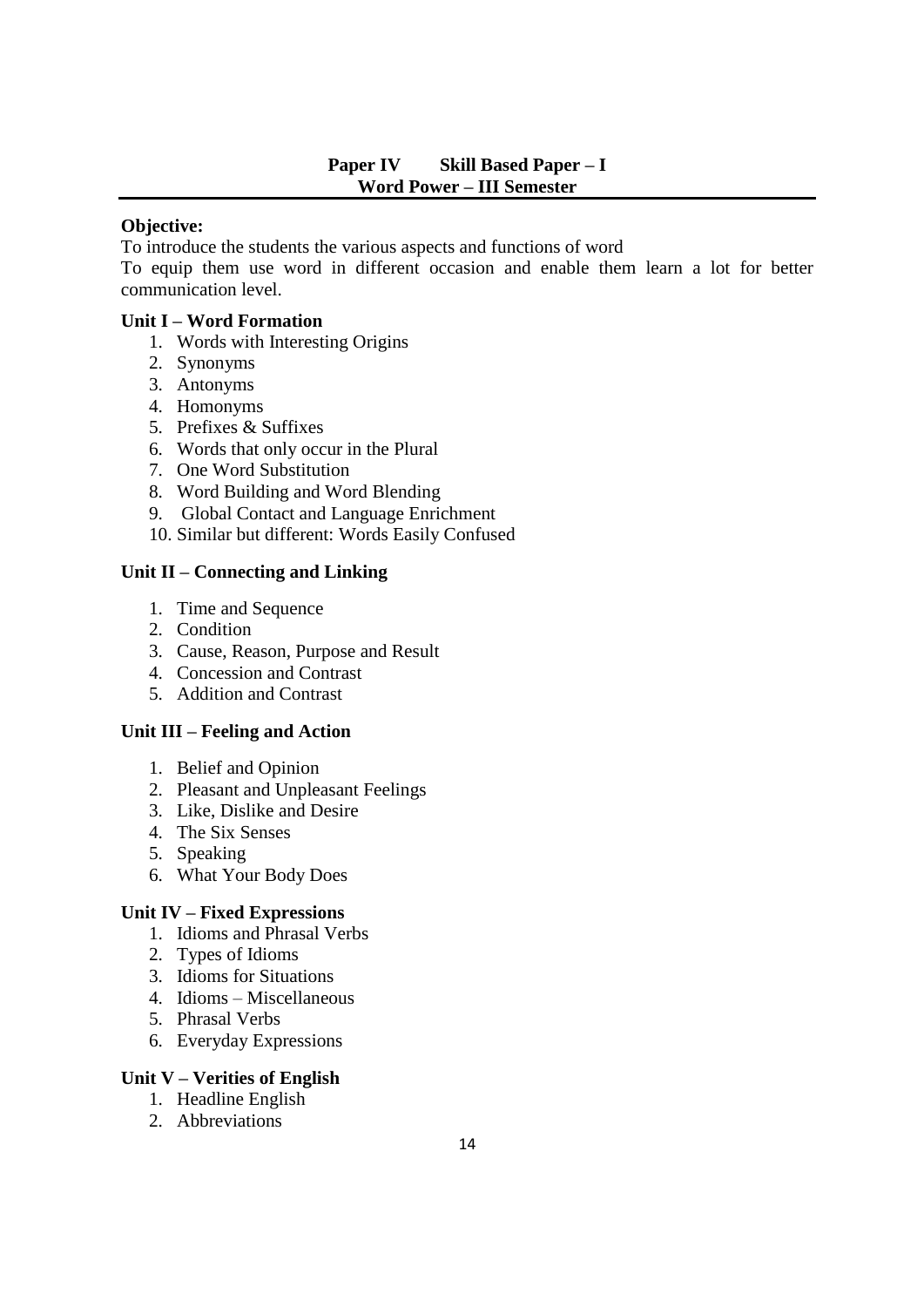## Paper IV Skill Based Paper – I
## Word Power – III Semester

**Objective:**

To introduce the students the various aspects and functions of word

To equip them use word in different occasion and enable them learn a lot for better communication level.

### Unit I – Word Formation

1. Words with Interesting Origins
2. Synonyms
3. Antonyms
4. Homonyms
5. Prefixes & Suffixes
6. Words that only occur in the Plural
7. One Word Substitution
8. Word Building and Word Blending
9. Global Contact and Language Enrichment
10. Similar but different: Words Easily Confused

### Unit II – Connecting and Linking

1. Time and Sequence
2. Condition
3. Cause, Reason, Purpose and Result
4. Concession and Contrast
5. Addition and Contrast

### Unit III – Feeling and Action

1. Belief and Opinion
2. Pleasant and Unpleasant Feelings
3. Like, Dislike and Desire
4. The Six Senses
5. Speaking
6. What Your Body Does

### Unit IV – Fixed Expressions

1. Idioms and Phrasal Verbs
2. Types of Idioms
3. Idioms for Situations
4. Idioms – Miscellaneous
5. Phrasal Verbs
6. Everyday Expressions

### Unit V – Verities of English

1. Headline English
2. Abbreviations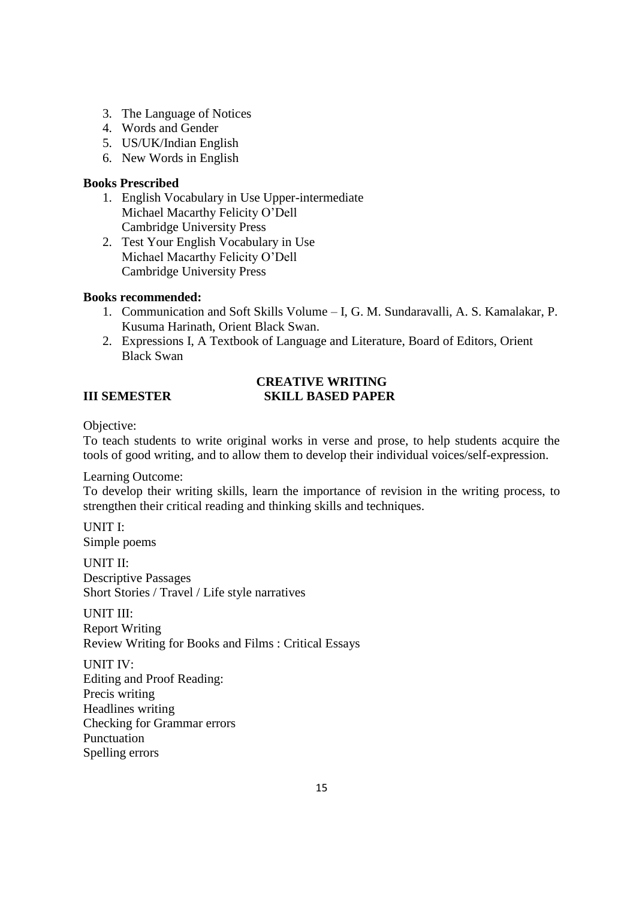3. The Language of Notices
4. Words and Gender
5. US/UK/Indian English
6. New Words in English

**Books Prescribed**

1. English Vocabulary in Use Upper-intermediate
   Michael Macarthy Felicity O'Dell
   Cambridge University Press
2. Test Your English Vocabulary in Use
   Michael Macarthy Felicity O'Dell
   Cambridge University Press

**Books recommended:**

1. Communication and Soft Skills Volume – I, G. M. Sundaravalli, A. S. Kamalakar, P. Kusuma Harinath, Orient Black Swan.
2. Expressions I, A Textbook of Language and Literature, Board of Editors, Orient Black Swan

**III SEMESTER** **CREATIVE WRITING**
**SKILL BASED PAPER**

Objective:
To teach students to write original works in verse and prose, to help students acquire the tools of good writing, and to allow them to develop their individual voices/self-expression.

Learning Outcome:
To develop their writing skills, learn the importance of revision in the writing process, to strengthen their critical reading and thinking skills and techniques.

UNIT I:
Simple poems

UNIT II:
Descriptive Passages
Short Stories / Travel / Life style narratives

UNIT III:
Report Writing
Review Writing for Books and Films : Critical Essays

UNIT IV:
Editing and Proof Reading:
Precis writing
Headlines writing
Checking for Grammar errors
Punctuation
Spelling errors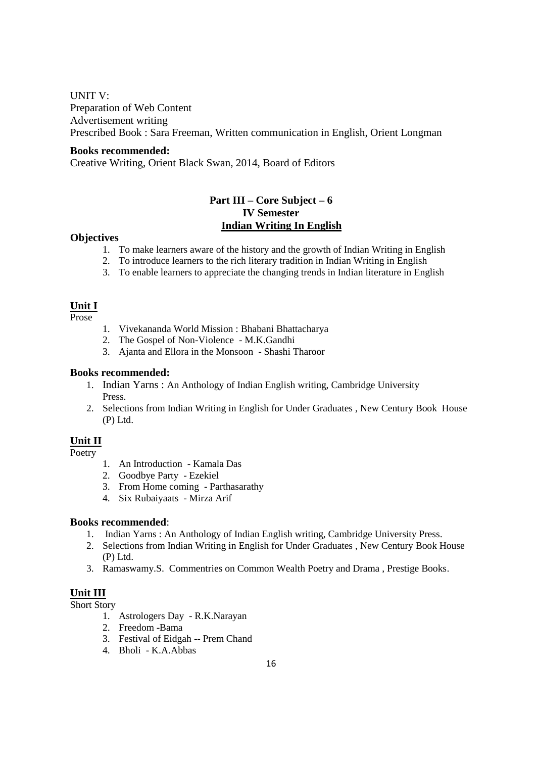UNIT V:

Preparation of Web Content

Advertisement writing

Prescribed Book : Sara Freeman, Written communication in English, Orient Longman

**Books recommended:**

Creative Writing, Orient Black Swan, 2014, Board of Editors

## Part III – Core Subject – 6
## IV Semester
## <u>Indian Writing In English</u>

**Objectives**

1. To make learners aware of the history and the growth of Indian Writing in English
2. To introduce learners to the rich literary tradition in Indian Writing in English
3. To enable learners to appreciate the changing trends in Indian literature in English

### <u>Unit I</u>

Prose

1. Vivekananda World Mission : Bhabani Bhattacharya
2. The Gospel of Non-Violence - M.K.Gandhi
3. Ajanta and Ellora in the Monsoon - Shashi Tharoor

**Books recommended:**

1. Indian Yarns : An Anthology of Indian English writing, Cambridge University Press.
2. Selections from Indian Writing in English for Under Graduates , New Century Book House (P) Ltd.

### <u>Unit II</u>

Poetry

1. An Introduction - Kamala Das
2. Goodbye Party - Ezekiel
3. From Home coming - Parthasarathy
4. Six Rubaiyaats - Mirza Arif

**Books recommended**:

1. Indian Yarns : An Anthology of Indian English writing, Cambridge University Press.
2. Selections from Indian Writing in English for Under Graduates , New Century Book House (P) Ltd.
3. Ramaswamy.S. Commentries on Common Wealth Poetry and Drama , Prestige Books.

### <u>Unit III</u>

Short Story

1. Astrologers Day - R.K.Narayan
2. Freedom -Bama
3. Festival of Eidgah -- Prem Chand
4. Bholi - K.A.Abbas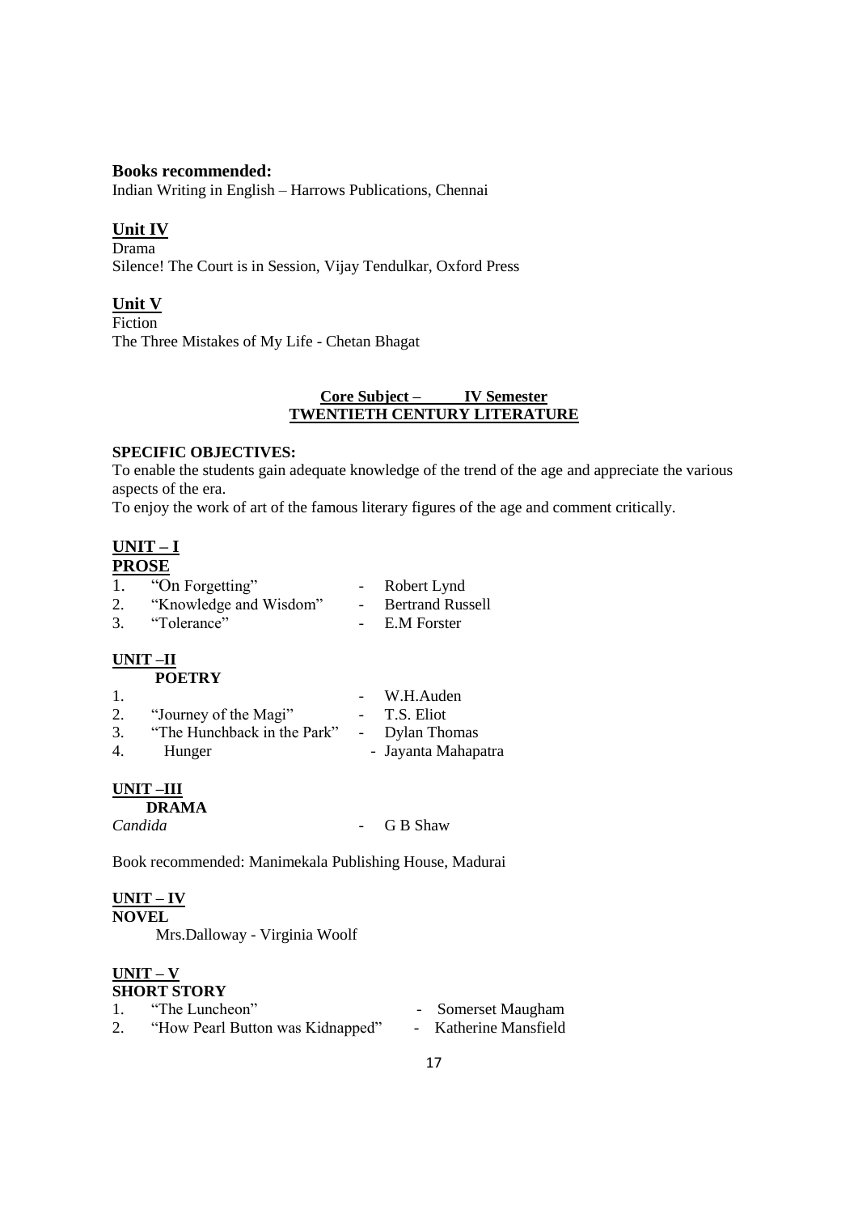**Books recommended:**
Indian Writing in English – Harrows Publications, Chennai

## Unit IV

Drama
Silence! The Court is in Session, Vijay Tendulkar, Oxford Press

## Unit V

Fiction
The Three Mistakes of My Life - Chetan Bhagat

## Core Subject – IV Semester
## TWENTIETH CENTURY LITERATURE

**SPECIFIC OBJECTIVES:**
To enable the students gain adequate knowledge of the trend of the age and appreciate the various aspects of the era.
To enjoy the work of art of the famous literary figures of the age and comment critically.

### UNIT – I
### PROSE

1. "On Forgetting" - Robert Lynd
2. "Knowledge and Wisdom" - Bertrand Russell
3. "Tolerance" - E.M Forster

### UNIT –II
### POETRY

1. - W.H.Auden
2. "Journey of the Magi" - T.S. Eliot
3. "The Hunchback in the Park" - Dylan Thomas
4. Hunger - Jayanta Mahapatra

### UNIT –III
### DRAMA

*Candida* - G B Shaw

Book recommended: Manimekala Publishing House, Madurai

### UNIT – IV
### NOVEL

Mrs.Dalloway - Virginia Woolf

### UNIT – V
### SHORT STORY

1. "The Luncheon" - Somerset Maugham
2. "How Pearl Button was Kidnapped" - Katherine Mansfield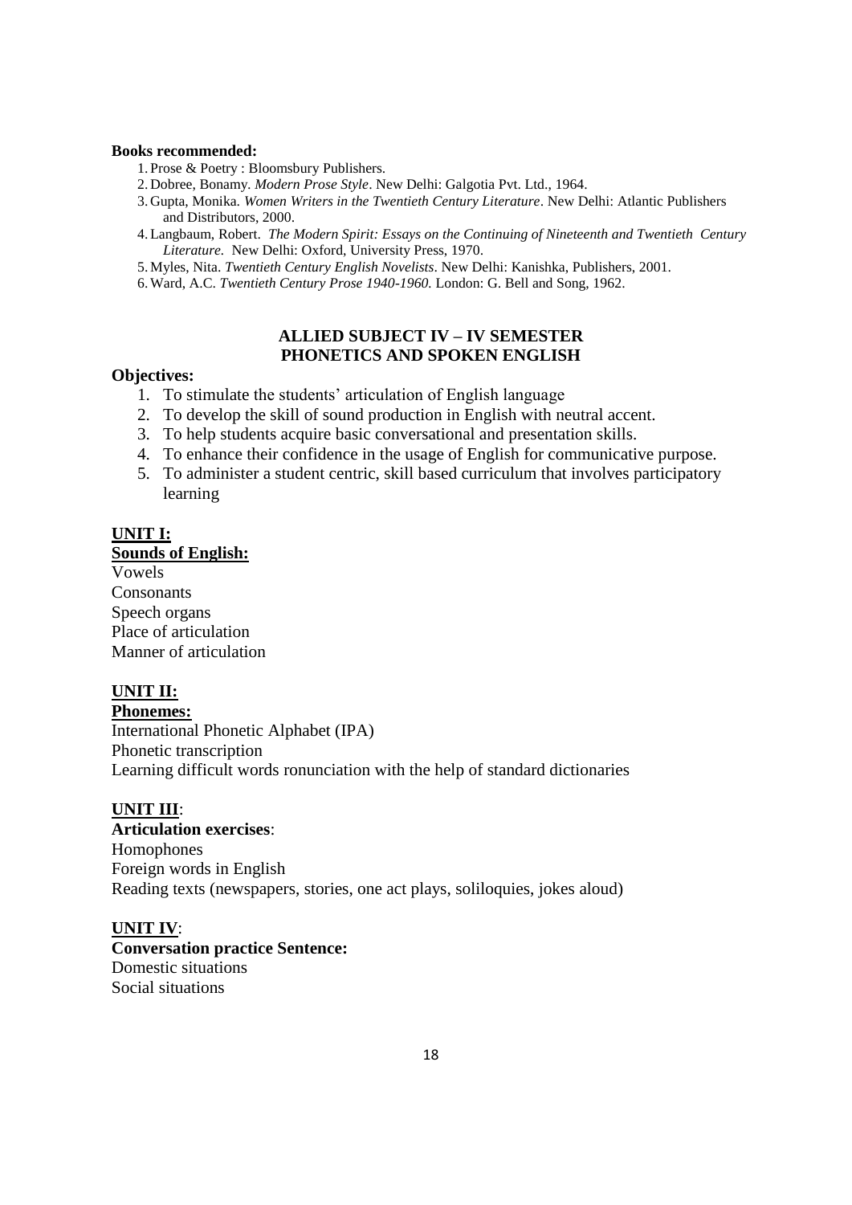**Books recommended:**

1. Prose & Poetry : Bloomsbury Publishers.
2. Dobree, Bonamy. *Modern Prose Style*. New Delhi: Galgotia Pvt. Ltd., 1964.
3. Gupta, Monika. *Women Writers in the Twentieth Century Literature*. New Delhi: Atlantic Publishers and Distributors, 2000.
4. Langbaum, Robert. *The Modern Spirit: Essays on the Continuing of Nineteenth and Twentieth Century Literature.* New Delhi: Oxford, University Press, 1970.
5. Myles, Nita. *Twentieth Century English Novelists*. New Delhi: Kanishka, Publishers, 2001.
6. Ward, A.C. *Twentieth Century Prose 1940-1960.* London: G. Bell and Song, 1962.

## ALLIED SUBJECT IV – IV SEMESTER
## PHONETICS AND SPOKEN ENGLISH

**Objectives:**

1. To stimulate the students' articulation of English language
2. To develop the skill of sound production in English with neutral accent.
3. To help students acquire basic conversational and presentation skills.
4. To enhance their confidence in the usage of English for communicative purpose.
5. To administer a student centric, skill based curriculum that involves participatory learning

**UNIT I:**

**Sounds of English:**

Vowels
Consonants
Speech organs
Place of articulation
Manner of articulation

**UNIT II:**

**Phonemes:**

International Phonetic Alphabet (IPA)
Phonetic transcription
Learning difficult words ronunciation with the help of standard dictionaries

**UNIT III**:

**Articulation exercises**:

Homophones
Foreign words in English
Reading texts (newspapers, stories, one act plays, soliloquies, jokes aloud)

**UNIT IV**:

**Conversation practice Sentence:**

Domestic situations
Social situations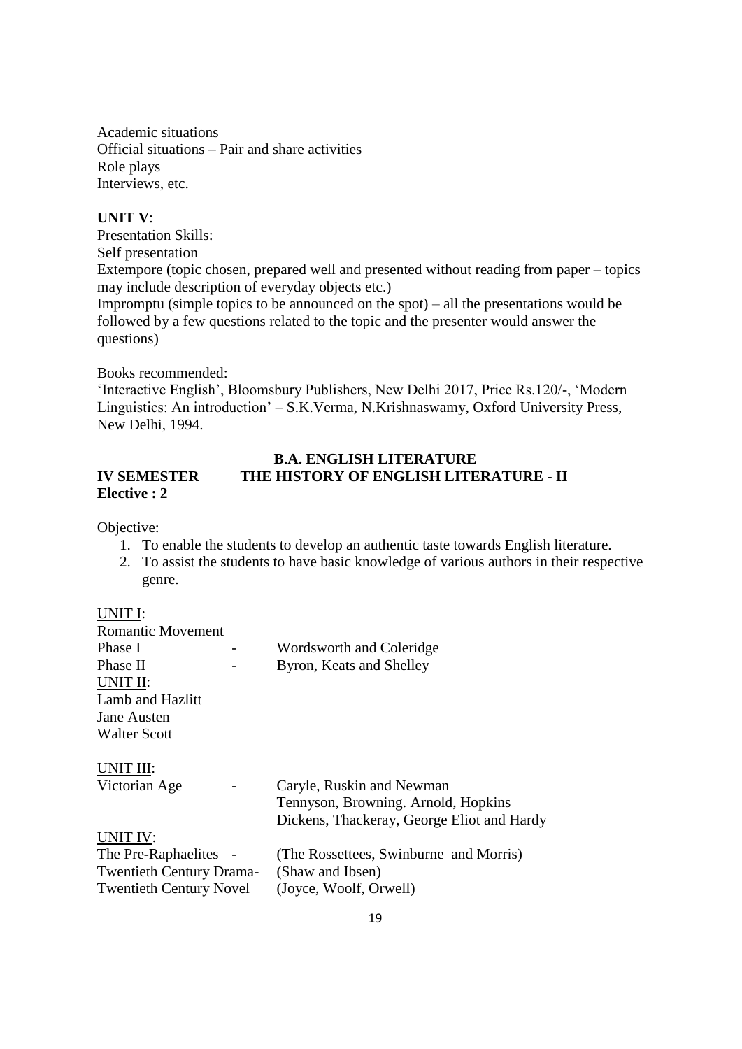Academic situations
Official situations – Pair and share activities
Role plays
Interviews, etc.

**UNIT V**:

Presentation Skills:
Self presentation
Extempore (topic chosen, prepared well and presented without reading from paper – topics may include description of everyday objects etc.)
Impromptu (simple topics to be announced on the spot) – all the presentations would be followed by a few questions related to the topic and the presenter would answer the questions)

Books recommended:
'Interactive English', Bloomsbury Publishers, New Delhi 2017, Price Rs.120/-, 'Modern Linguistics: An introduction' – S.K.Verma, N.Krishnaswamy, Oxford University Press, New Delhi, 1994.

## B.A. ENGLISH LITERATURE

**IV SEMESTER THE HISTORY OF ENGLISH LITERATURE - II**
**Elective : 2**

Objective:

1. To enable the students to develop an authentic taste towards English literature.
2. To assist the students to have basic knowledge of various authors in their respective genre.

UNIT I:
Romantic Movement
Phase I - Wordsworth and Coleridge
Phase II - Byron, Keats and Shelley

UNIT II:
Lamb and Hazlitt
Jane Austen
Walter Scott

UNIT III:
Victorian Age - Caryle, Ruskin and Newman
Tennyson, Browning. Arnold, Hopkins
Dickens, Thackeray, George Eliot and Hardy

UNIT IV:
The Pre-Raphaelites - (The Rossettees, Swinburne and Morris)
Twentieth Century Drama- (Shaw and Ibsen)
Twentieth Century Novel (Joyce, Woolf, Orwell)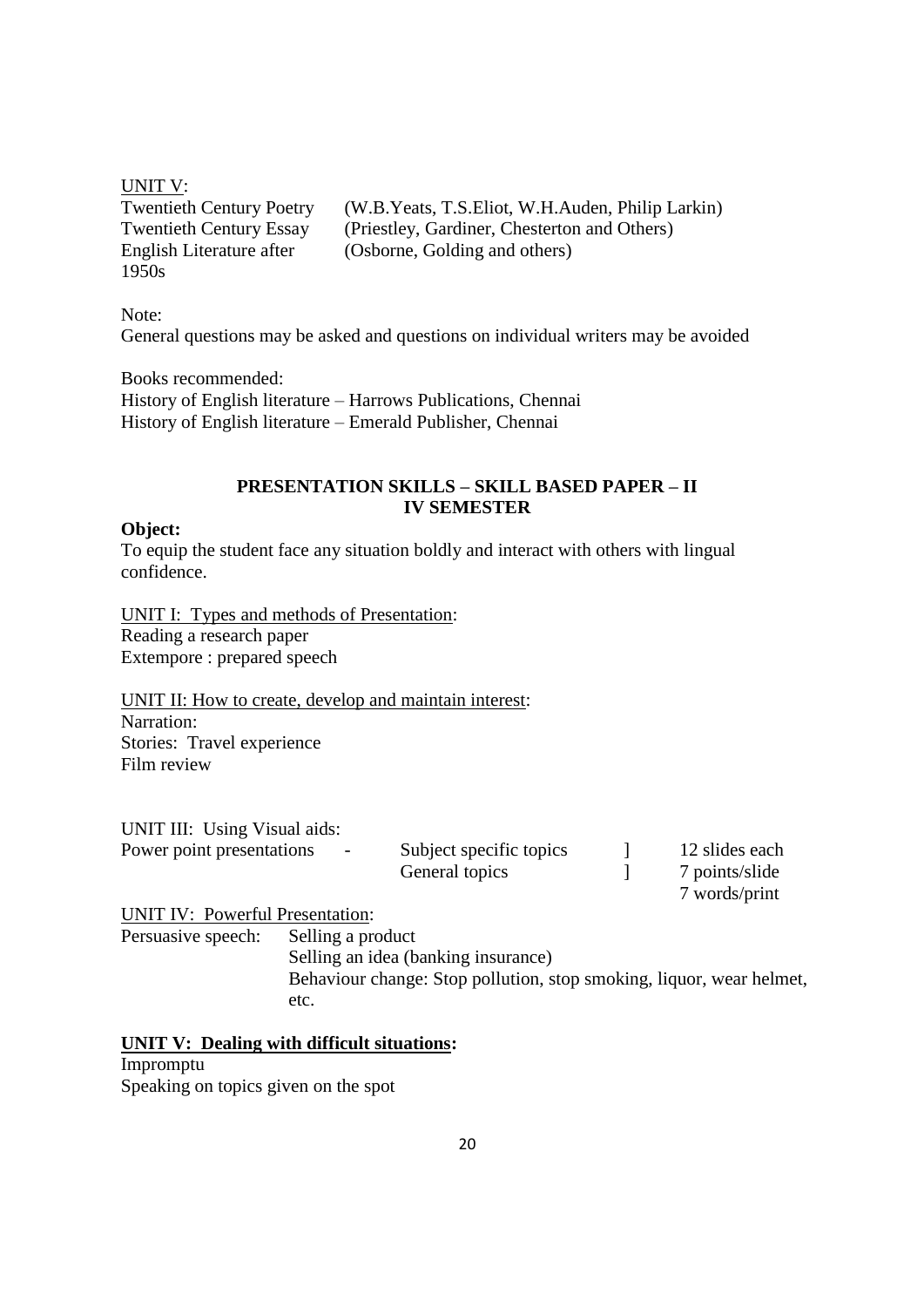UNIT V:

| | |
|---|---|
| Twentieth Century Poetry | (W.B.Yeats, T.S.Eliot, W.H.Auden, Philip Larkin) |
| Twentieth Century Essay | (Priestley, Gardiner, Chesterton and Others) |
| English Literature after 1950s | (Osborne, Golding and others) |

Note:
General questions may be asked and questions on individual writers may be avoided

Books recommended:
History of English literature – Harrows Publications, Chennai
History of English literature – Emerald Publisher, Chennai

## PRESENTATION SKILLS – SKILL BASED PAPER – II
## IV SEMESTER

**Object:**
To equip the student face any situation boldly and interact with others with lingual confidence.

UNIT I: Types and methods of Presentation:
Reading a research paper
Extempore : prepared speech

UNIT II: How to create, develop and maintain interest:
Narration:
Stories: Travel experience
Film review

UNIT III: Using Visual aids:

| | | | | |
|---|---|---|---|---|
| Power point presentations | - | Subject specific topics | ] | 12 slides each |
| | | General topics | ] | 7 points/slide |
| | | | | 7 words/print |

UNIT IV: Powerful Presentation:

Persuasive speech: Selling a product
Selling an idea (banking insurance)
Behaviour change: Stop pollution, stop smoking, liquor, wear helmet, etc.

**UNIT V: Dealing with difficult situations:**
Impromptu
Speaking on topics given on the spot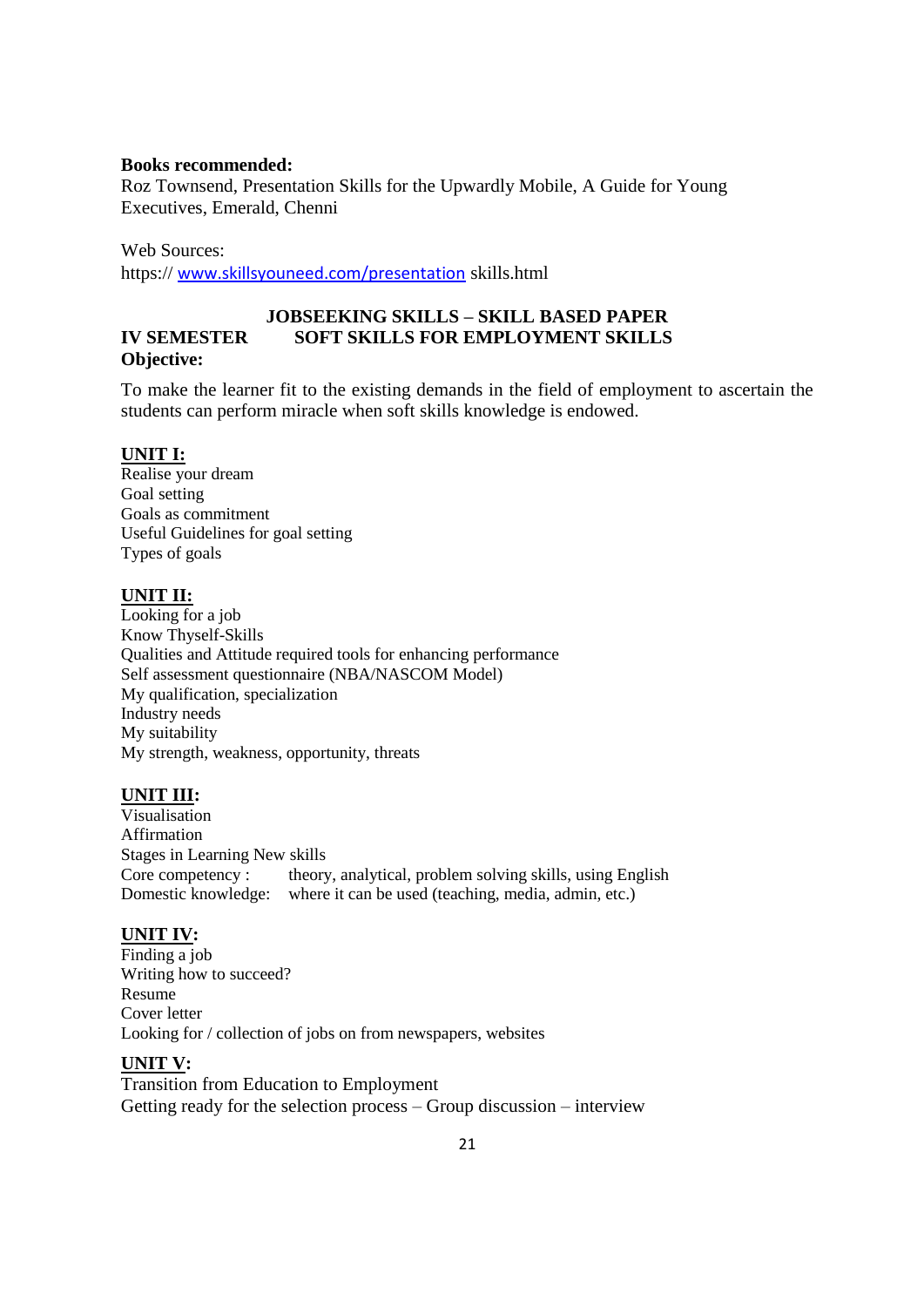**Books recommended:**

Roz Townsend, Presentation Skills for the Upwardly Mobile, A Guide for Young Executives, Emerald, Chenni

Web Sources:

https:// www.skillsyouneed.com/presentation skills.html

## JOBSEEKING SKILLS – SKILL BASED PAPER

**IV SEMESTER SOFT SKILLS FOR EMPLOYMENT SKILLS**

**Objective:**

To make the learner fit to the existing demands in the field of employment to ascertain the students can perform miracle when soft skills knowledge is endowed.

**UNIT I:**

Realise your dream
Goal setting
Goals as commitment
Useful Guidelines for goal setting
Types of goals

**UNIT II:**

Looking for a job
Know Thyself-Skills
Qualities and Attitude required tools for enhancing performance
Self assessment questionnaire (NBA/NASCOM Model)
My qualification, specialization
Industry needs
My suitability
My strength, weakness, opportunity, threats

**UNIT III:**

Visualisation
Affirmation
Stages in Learning New skills
Core competency : theory, analytical, problem solving skills, using English
Domestic knowledge: where it can be used (teaching, media, admin, etc.)

**UNIT IV:**

Finding a job
Writing how to succeed?
Resume
Cover letter
Looking for / collection of jobs on from newspapers, websites

**UNIT V:**

Transition from Education to Employment
Getting ready for the selection process – Group discussion – interview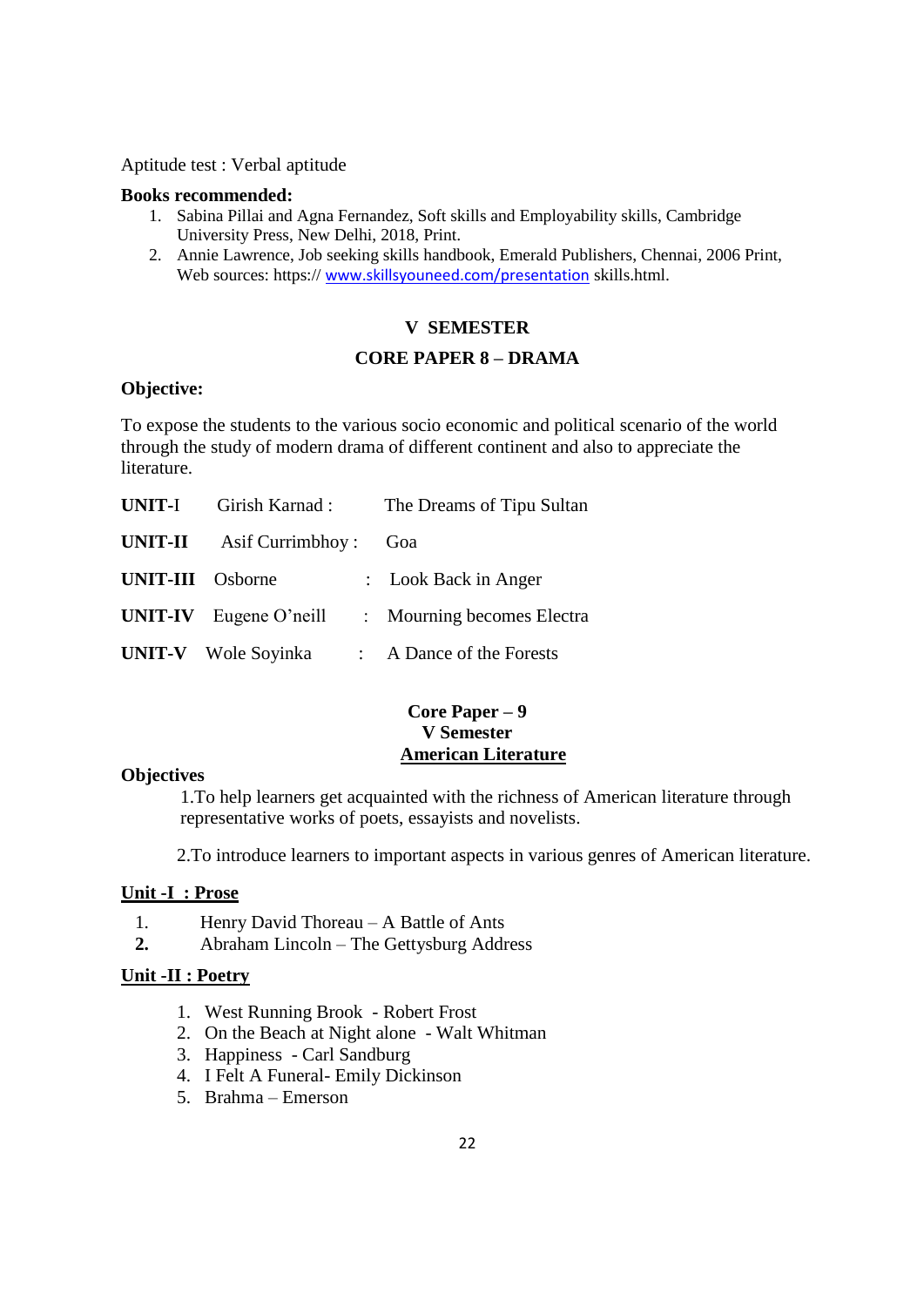Aptitude test : Verbal aptitude

**Books recommended:**

1. Sabina Pillai and Agna Fernandez, Soft skills and Employability skills, Cambridge University Press, New Delhi, 2018, Print.
2. Annie Lawrence, Job seeking skills handbook, Emerald Publishers, Chennai, 2006 Print, Web sources: https:// www.skillsyouneed.com/presentation skills.html.

## V SEMESTER

## CORE PAPER 8 – DRAMA

**Objective:**

To expose the students to the various socio economic and political scenario of the world through the study of modern drama of different continent and also to appreciate the literature.

| | | |
|---|---|---|
| **UNIT-I** | Girish Karnad : | The Dreams of Tipu Sultan |
| **UNIT-II** | Asif Currimbhoy : | Goa |
| **UNIT-III** | Osborne : | Look Back in Anger |
| **UNIT-IV** | Eugene O'neill : | Mourning becomes Electra |
| **UNIT-V** | Wole Soyinka : | A Dance of the Forests |

## Core Paper – 9
## V Semester
## American Literature

**Objectives**

1.To help learners get acquainted with the richness of American literature through representative works of poets, essayists and novelists.

2.To introduce learners to important aspects in various genres of American literature.

**Unit -I : Prose**

1. Henry David Thoreau – A Battle of Ants
2. Abraham Lincoln – The Gettysburg Address

**Unit -II : Poetry**

1. West Running Brook - Robert Frost
2. On the Beach at Night alone - Walt Whitman
3. Happiness - Carl Sandburg
4. I Felt A Funeral- Emily Dickinson
5. Brahma – Emerson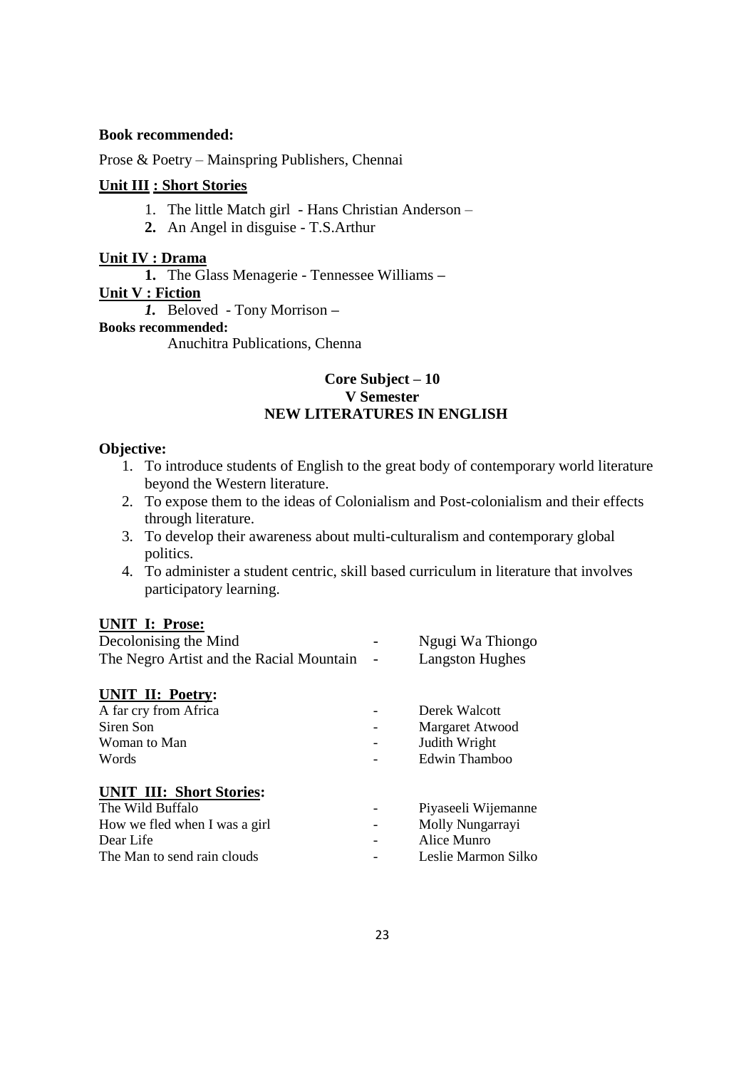**Book recommended:**

Prose & Poetry – Mainspring Publishers, Chennai

**Unit III : Short Stories**

1. The little Match girl - Hans Christian Anderson –
2. An Angel in disguise - T.S.Arthur

**Unit IV : Drama**

1. The Glass Menagerie - Tennessee Williams –

**Unit V : Fiction**

1. Beloved - Tony Morrison –

**Books recommended:**

Anuchitra Publications, Chenna

## Core Subject – 10
## V Semester
## NEW LITERATURES IN ENGLISH

**Objective:**

1. To introduce students of English to the great body of contemporary world literature beyond the Western literature.
2. To expose them to the ideas of Colonialism and Post-colonialism and their effects through literature.
3. To develop their awareness about multi-culturalism and contemporary global politics.
4. To administer a student centric, skill based curriculum in literature that involves participatory learning.

**UNIT I: Prose:**

| | | |
|---|---|---|
| Decolonising the Mind | - | Ngugi Wa Thiongo |
| The Negro Artist and the Racial Mountain | - | Langston Hughes |

**UNIT II: Poetry:**

| | | |
|---|---|---|
| A far cry from Africa | - | Derek Walcott |
| Siren Son | - | Margaret Atwood |
| Woman to Man | - | Judith Wright |
| Words | - | Edwin Thamboo |

**UNIT III: Short Stories:**

| | | |
|---|---|---|
| The Wild Buffalo | - | Piyaseeli Wijemanne |
| How we fled when I was a girl | - | Molly Nungarrayi |
| Dear Life | - | Alice Munro |
| The Man to send rain clouds | - | Leslie Marmon Silko |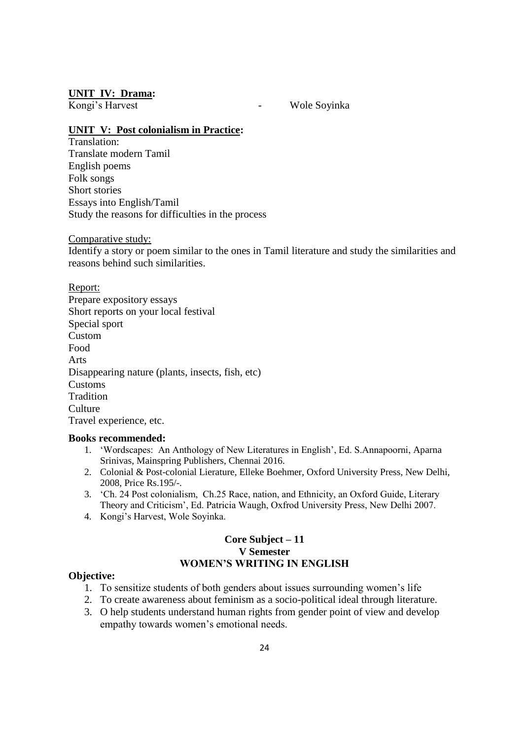**UNIT IV: Drama:**

Kongi's Harvest - Wole Soyinka

**UNIT V: Post colonialism in Practice:**

Translation:
Translate modern Tamil
English poems
Folk songs
Short stories
Essays into English/Tamil
Study the reasons for difficulties in the process

Comparative study:
Identify a story or poem similar to the ones in Tamil literature and study the similarities and reasons behind such similarities.

Report:
Prepare expository essays
Short reports on your local festival
Special sport
Custom
Food
Arts
Disappearing nature (plants, insects, fish, etc)
Customs
Tradition
Culture
Travel experience, etc.

**Books recommended:**

1. 'Wordscapes: An Anthology of New Literatures in English', Ed. S.Annapoorni, Aparna Srinivas, Mainspring Publishers, Chennai 2016.
2. Colonial & Post-colonial Lierature, Elleke Boehmer, Oxford University Press, New Delhi, 2008, Price Rs.195/-.
3. 'Ch. 24 Post colonialism, Ch.25 Race, nation, and Ethnicity, an Oxford Guide, Literary Theory and Criticism', Ed. Patricia Waugh, Oxfrod University Press, New Delhi 2007.
4. Kongi's Harvest, Wole Soyinka.

**Core Subject – 11**
**V Semester**
**WOMEN'S WRITING IN ENGLISH**

**Objective:**

1. To sensitize students of both genders about issues surrounding women's life
2. To create awareness about feminism as a socio-political ideal through literature.
3. O help students understand human rights from gender point of view and develop empathy towards women's emotional needs.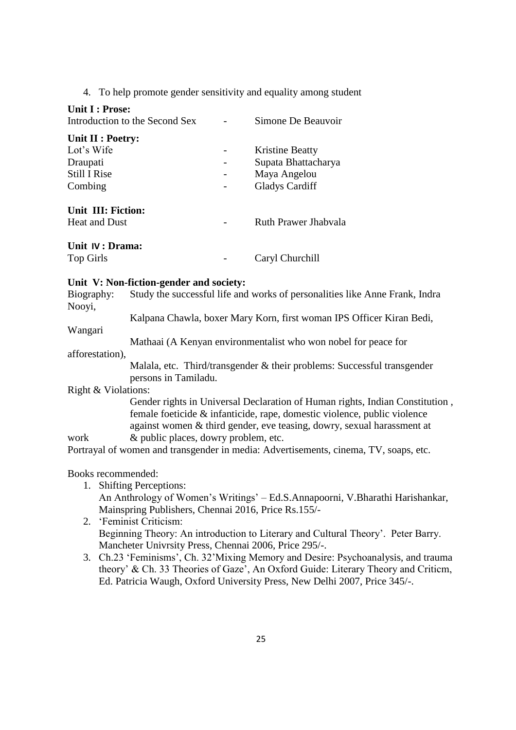4. To help promote gender sensitivity and equality among student

**Unit I : Prose:**

| | | |
|---|---|---|
| Introduction to the Second Sex | - | Simone De Beauvoir |

**Unit II : Poetry:**

| | | |
|---|---|---|
| Lot's Wife | - | Kristine Beatty |
| Draupati | - | Supata Bhattacharya |
| Still I Rise | - | Maya Angelou |
| Combing | - | Gladys Cardiff |

**Unit III: Fiction:**

| | | |
|---|---|---|
| Heat and Dust | - | Ruth Prawer Jhabvala |

**Unit IV : Drama:**

| | | |
|---|---|---|
| Top Girls | - | Caryl Churchill |

**Unit V: Non-fiction-gender and society:**

Biography: Study the successful life and works of personalities like Anne Frank, Indra Nooyi, Kalpana Chawla, boxer Mary Korn, first woman IPS Officer Kiran Bedi, Wangari Mathaai (A Kenyan environmentalist who won nobel for peace for afforestation), Malala, etc. Third/transgender & their problems: Successful transgender persons in Tamiladu.

Right & Violations:
Gender rights in Universal Declaration of Human rights, Indian Constitution , female foeticide & infanticide, rape, domestic violence, public violence against women & third gender, eve teasing, dowry, sexual harassment at work & public places, dowry problem, etc.

Portrayal of women and transgender in media: Advertisements, cinema, TV, soaps, etc.

Books recommended:

1. Shifting Perceptions:
   An Anthrology of Women's Writings' – Ed.S.Annapoorni, V.Bharathi Harishankar, Mainspring Publishers, Chennai 2016, Price Rs.155/-
2. 'Feminist Criticism:
   Beginning Theory: An introduction to Literary and Cultural Theory'. Peter Barry. Mancheter Univrsity Press, Chennai 2006, Price 295/-.
3. Ch.23 'Feminisms', Ch. 32'Mixing Memory and Desire: Psychoanalysis, and trauma theory' & Ch. 33 Theories of Gaze', An Oxford Guide: Literary Theory and Criticm, Ed. Patricia Waugh, Oxford University Press, New Delhi 2007, Price 345/-.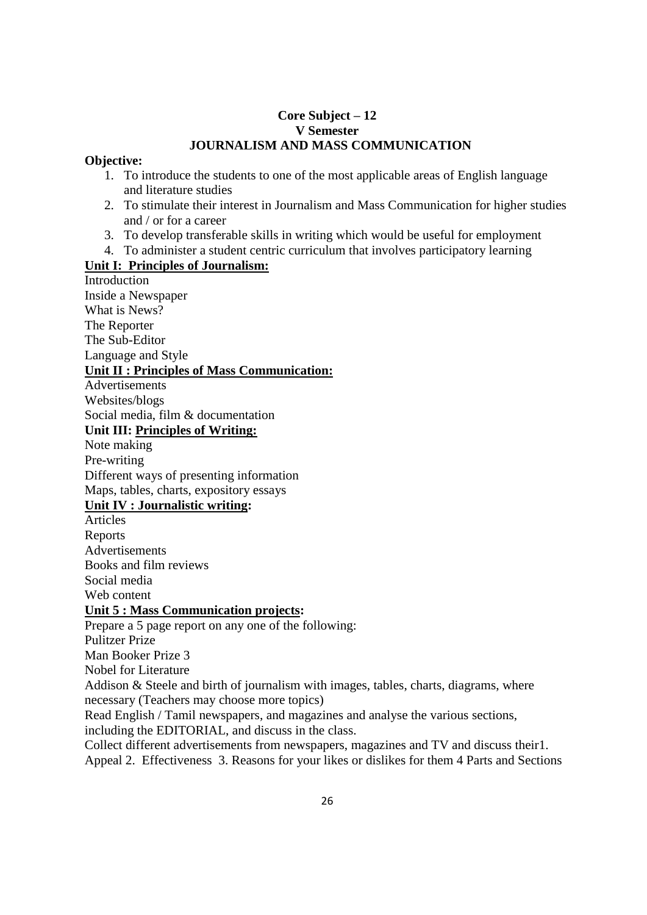**Core Subject – 12**
**V Semester**
**JOURNALISM AND MASS COMMUNICATION**

**Objective:**

1. To introduce the students to one of the most applicable areas of English language and literature studies
2. To stimulate their interest in Journalism and Mass Communication for higher studies and / or for a career
3. To develop transferable skills in writing which would be useful for employment
4. To administer a student centric curriculum that involves participatory learning

**Unit I: Principles of Journalism:**

Introduction
Inside a Newspaper
What is News?
The Reporter
The Sub-Editor
Language and Style

**Unit II : Principles of Mass Communication:**

Advertisements
Websites/blogs
Social media, film & documentation

**Unit III: Principles of Writing:**

Note making
Pre-writing
Different ways of presenting information
Maps, tables, charts, expository essays

**Unit IV : Journalistic writing:**

Articles
Reports
Advertisements
Books and film reviews
Social media
Web content

**Unit 5 : Mass Communication projects:**

Prepare a 5 page report on any one of the following:
Pulitzer Prize
Man Booker Prize 3
Nobel for Literature
Addison & Steele and birth of journalism with images, tables, charts, diagrams, where necessary (Teachers may choose more topics)
Read English / Tamil newspapers, and magazines and analyse the various sections, including the EDITORIAL, and discuss in the class.
Collect different advertisements from newspapers, magazines and TV and discuss their1. Appeal 2. Effectiveness 3. Reasons for your likes or dislikes for them 4 Parts and Sections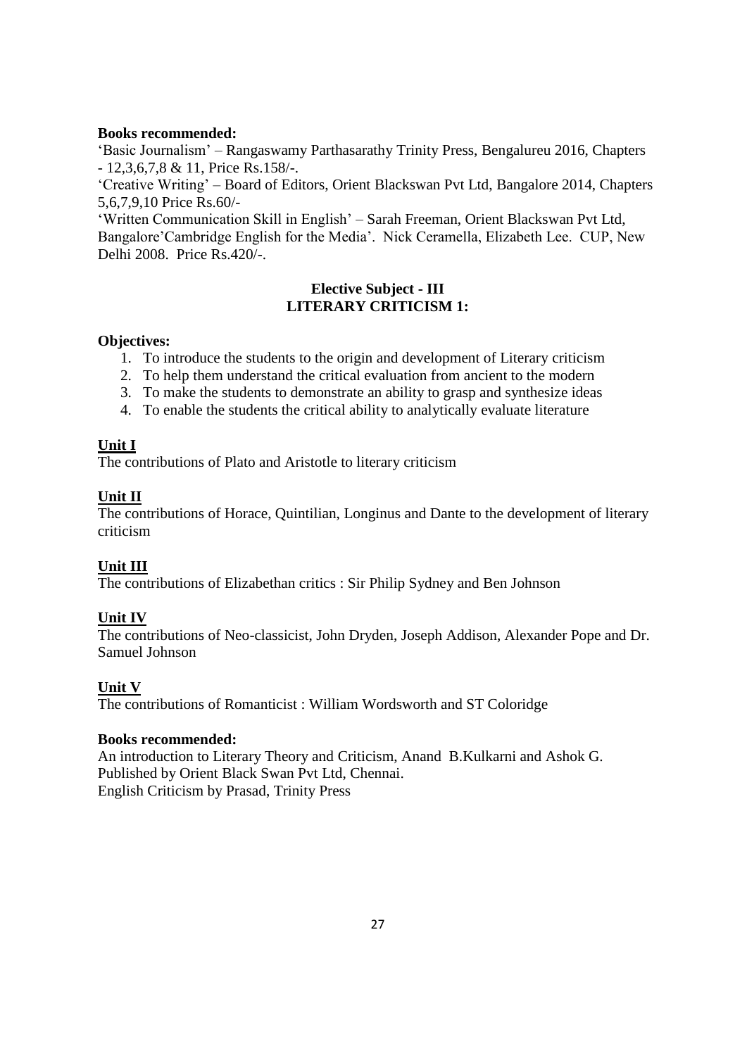**Books recommended:**

'Basic Journalism' – Rangaswamy Parthasarathy Trinity Press, Bengalureu 2016, Chapters - 12,3,6,7,8 & 11, Price Rs.158/-.

'Creative Writing' – Board of Editors, Orient Blackswan Pvt Ltd, Bangalore 2014, Chapters 5,6,7,9,10 Price Rs.60/-

'Written Communication Skill in English' – Sarah Freeman, Orient Blackswan Pvt Ltd, Bangalore'Cambridge English for the Media'. Nick Ceramella, Elizabeth Lee. CUP, New Delhi 2008. Price Rs.420/-.

## Elective Subject - III
## LITERARY CRITICISM 1:

**Objectives:**

1. To introduce the students to the origin and development of Literary criticism
2. To help them understand the critical evaluation from ancient to the modern
3. To make the students to demonstrate an ability to grasp and synthesize ideas
4. To enable the students the critical ability to analytically evaluate literature

**Unit I**

The contributions of Plato and Aristotle to literary criticism

**Unit II**

The contributions of Horace, Quintilian, Longinus and Dante to the development of literary criticism

**Unit III**

The contributions of Elizabethan critics : Sir Philip Sydney and Ben Johnson

**Unit IV**

The contributions of Neo-classicist, John Dryden, Joseph Addison, Alexander Pope and Dr. Samuel Johnson

**Unit V**

The contributions of Romanticist : William Wordsworth and ST Coloridge

**Books recommended:**

An introduction to Literary Theory and Criticism, Anand B.Kulkarni and Ashok G. Published by Orient Black Swan Pvt Ltd, Chennai.

English Criticism by Prasad, Trinity Press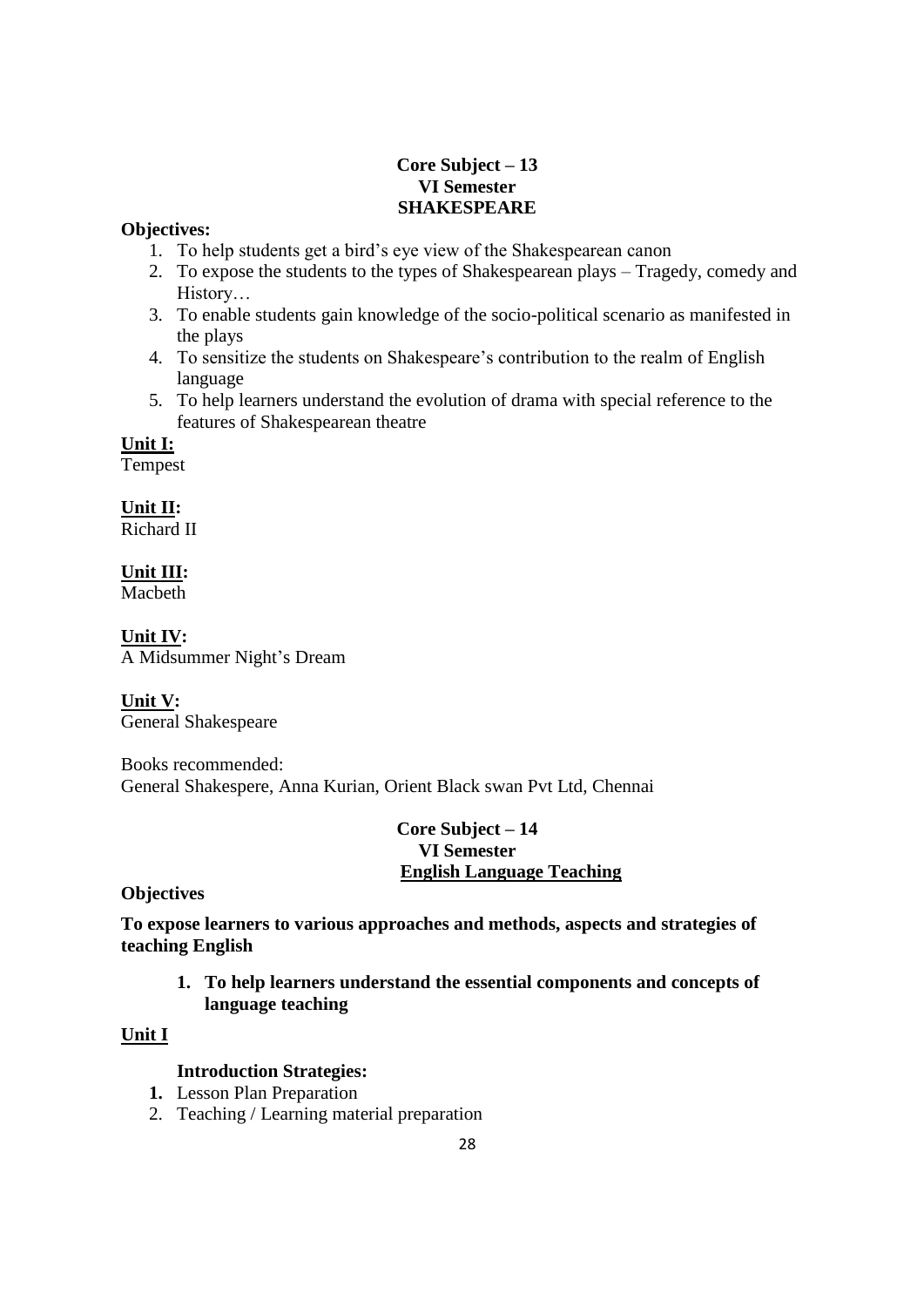**Core Subject – 13**
**VI Semester**
**SHAKESPEARE**

**Objectives:**

1. To help students get a bird's eye view of the Shakespearean canon
2. To expose the students to the types of Shakespearean plays – Tragedy, comedy and History…
3. To enable students gain knowledge of the socio-political scenario as manifested in the plays
4. To sensitize the students on Shakespeare's contribution to the realm of English language
5. To help learners understand the evolution of drama with special reference to the features of Shakespearean theatre

**Unit I:**
Tempest

**Unit II:**
Richard II

**Unit III:**
Macbeth

**Unit IV:**
A Midsummer Night's Dream

**Unit V:**
General Shakespeare

Books recommended:
General Shakespere, Anna Kurian, Orient Black swan Pvt Ltd, Chennai

**Core Subject – 14**
**VI Semester**
**English Language Teaching**

**Objectives**

**To expose learners to various approaches and methods, aspects and strategies of teaching English**

1. **To help learners understand the essential components and concepts of language teaching**

**Unit I**

**Introduction Strategies:**

1. Lesson Plan Preparation
2. Teaching / Learning material preparation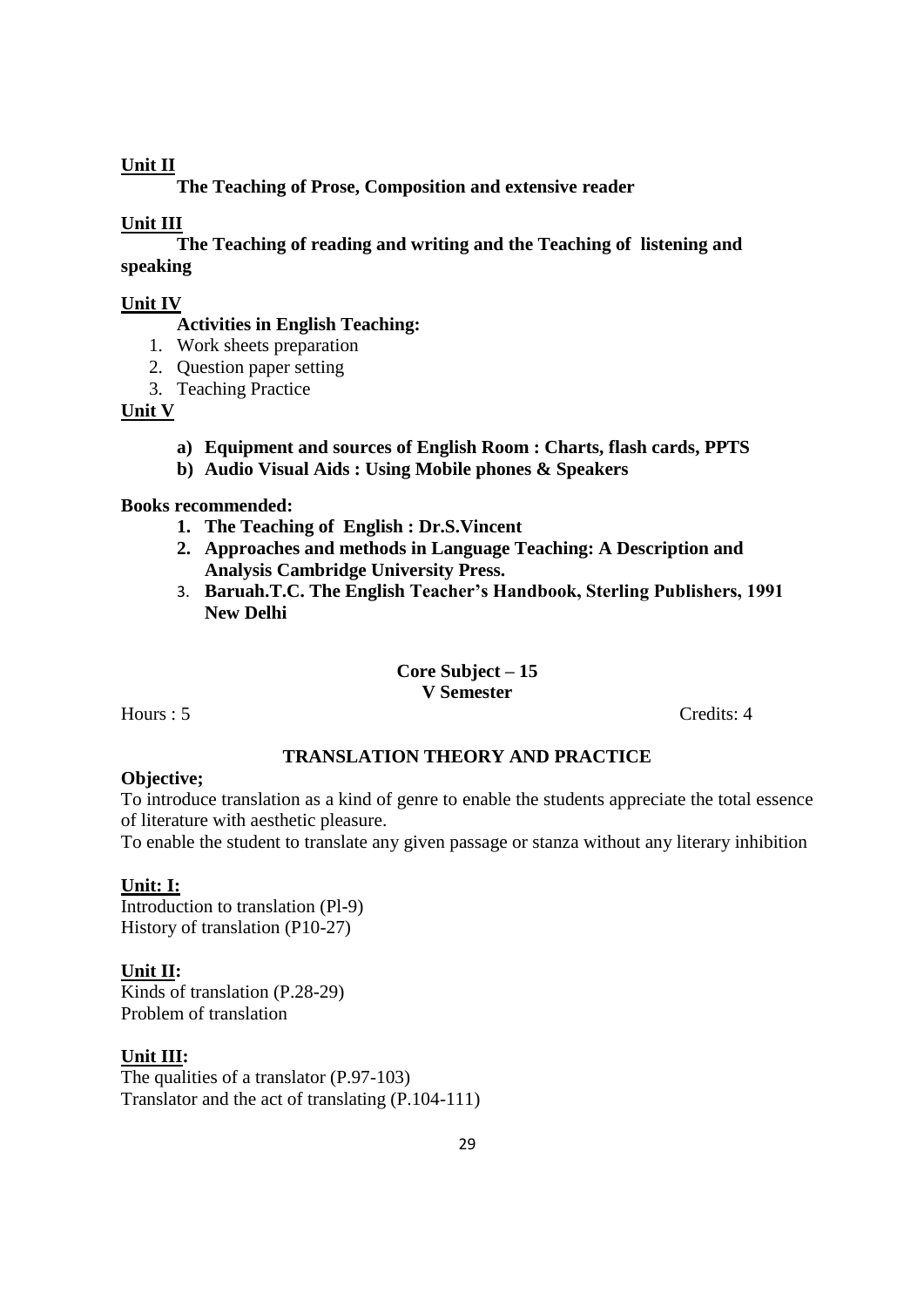**Unit II**

**The Teaching of Prose, Composition and extensive reader**

**Unit III**

**The Teaching of reading and writing and the Teaching of listening and speaking**

**Unit IV**

**Activities in English Teaching:**

1. Work sheets preparation
2. Question paper setting
3. Teaching Practice

**Unit V**

- **a) Equipment and sources of English Room : Charts, flash cards, PPTS**
- **b) Audio Visual Aids : Using Mobile phones & Speakers**

**Books recommended:**

1. **The Teaching of English : Dr.S.Vincent**
2. **Approaches and methods in Language Teaching: A Description and Analysis Cambridge University Press.**
3. **Baruah.T.C. The English Teacher's Handbook, Sterling Publishers, 1991 New Delhi**

**Core Subject – 15**
**V Semester**

Hours : 5 Credits: 4

## TRANSLATION THEORY AND PRACTICE

**Objective;**

To introduce translation as a kind of genre to enable the students appreciate the total essence of literature with aesthetic pleasure.

To enable the student to translate any given passage or stanza without any literary inhibition

**Unit: I:**

Introduction to translation (Pl-9)
History of translation (P10-27)

**Unit II:**

Kinds of translation (P.28-29)
Problem of translation

**Unit III:**

The qualities of a translator (P.97-103)
Translator and the act of translating (P.104-111)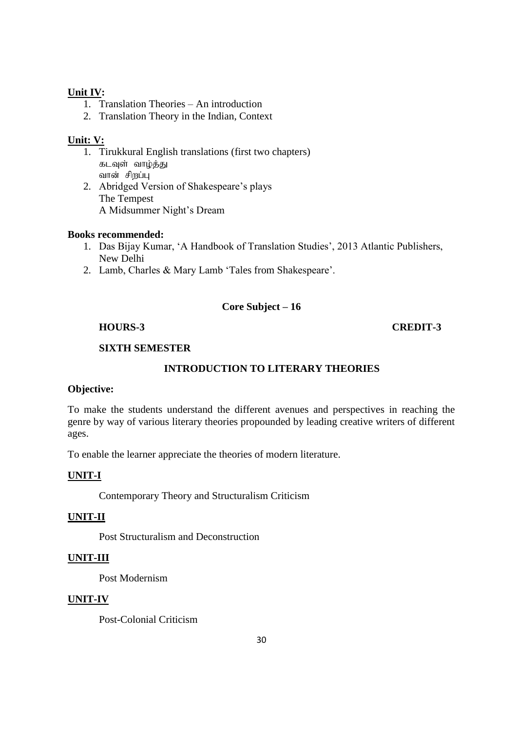**Unit IV:**

1. Translation Theories – An introduction
2. Translation Theory in the Indian, Context

**Unit: V:**

1. Tirukkural English translations (first two chapters)
   கடவுள் வாழ்த்து
   வான் சிறப்பு
2. Abridged Version of Shakespeare's plays
   The Tempest
   A Midsummer Night's Dream

**Books recommended:**

1. Das Bijay Kumar, 'A Handbook of Translation Studies', 2013 Atlantic Publishers, New Delhi
2. Lamb, Charles & Mary Lamb 'Tales from Shakespeare'.

**Core Subject – 16**

**HOURS-3** **CREDIT-3**

**SIXTH SEMESTER**

## INTRODUCTION TO LITERARY THEORIES

**Objective:**

To make the students understand the different avenues and perspectives in reaching the genre by way of various literary theories propounded by leading creative writers of different ages.

To enable the learner appreciate the theories of modern literature.

**UNIT-I**

Contemporary Theory and Structuralism Criticism

**UNIT-II**

Post Structuralism and Deconstruction

**UNIT-III**

Post Modernism

**UNIT-IV**

Post-Colonial Criticism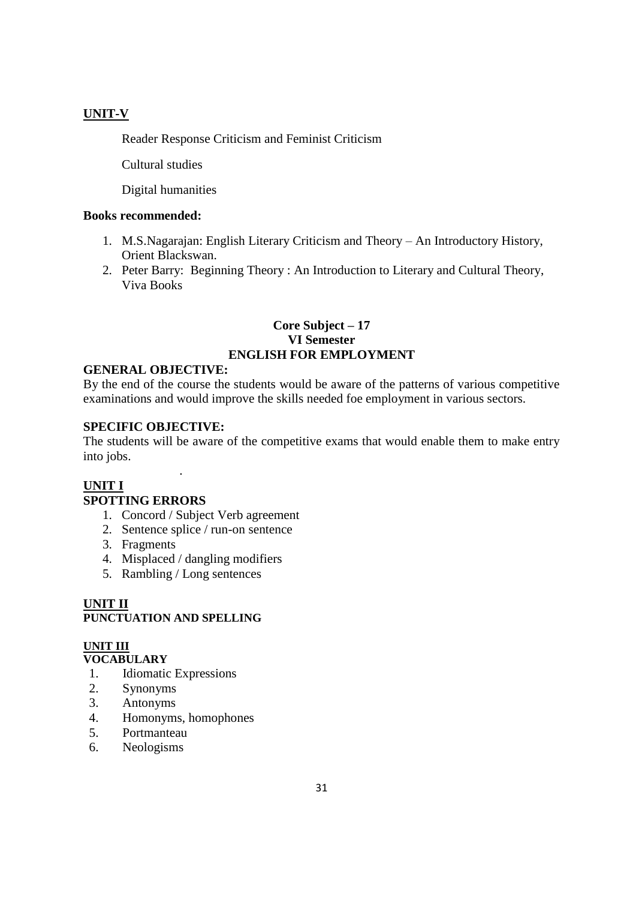## UNIT-V

Reader Response Criticism and Feminist Criticism

Cultural studies

Digital humanities

**Books recommended:**

1. M.S.Nagarajan: English Literary Criticism and Theory – An Introductory History, Orient Blackswan.
2. Peter Barry: Beginning Theory : An Introduction to Literary and Cultural Theory, Viva Books

**Core Subject – 17**
**VI Semester**
# ENGLISH FOR EMPLOYMENT

**GENERAL OBJECTIVE:**
By the end of the course the students would be aware of the patterns of various competitive examinations and would improve the skills needed foe employment in various sectors.

**SPECIFIC OBJECTIVE:**
The students will be aware of the competitive exams that would enable them to make entry into jobs.

## UNIT I
**SPOTTING ERRORS**

1. Concord / Subject Verb agreement
2. Sentence splice / run-on sentence
3. Fragments
4. Misplaced / dangling modifiers
5. Rambling / Long sentences

## UNIT II
**PUNCTUATION AND SPELLING**

## UNIT III
**VOCABULARY**

1. Idiomatic Expressions
2. Synonyms
3. Antonyms
4. Homonyms, homophones
5. Portmanteau
6. Neologisms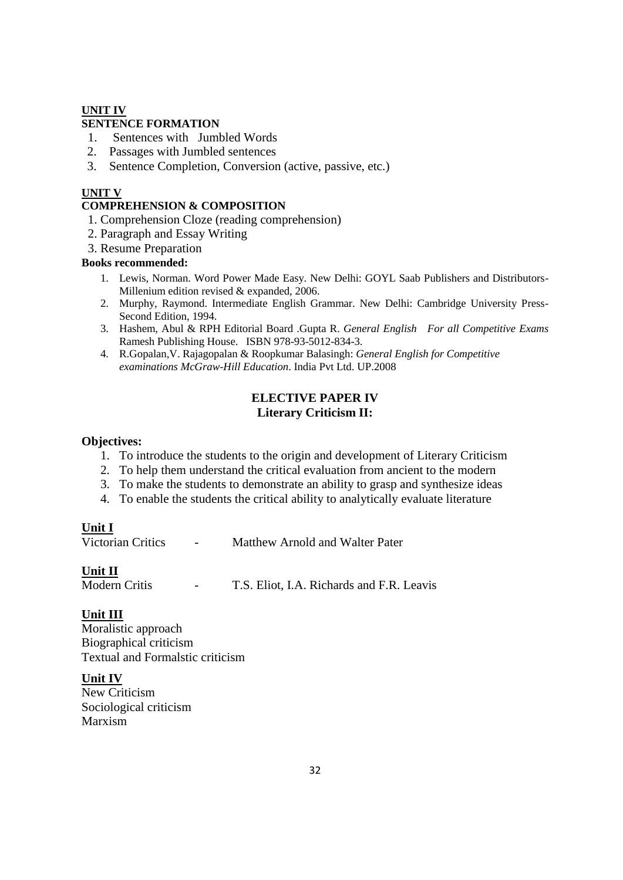**UNIT IV**

**SENTENCE FORMATION**

1. Sentences with Jumbled Words
2. Passages with Jumbled sentences
3. Sentence Completion, Conversion (active, passive, etc.)

**UNIT V**

**COMPREHENSION & COMPOSITION**

1. Comprehension Cloze (reading comprehension)
2. Paragraph and Essay Writing
3. Resume Preparation

**Books recommended:**

1. Lewis, Norman. Word Power Made Easy. New Delhi: GOYL Saab Publishers and Distributors-Millenium edition revised & expanded, 2006.
2. Murphy, Raymond. Intermediate English Grammar. New Delhi: Cambridge University Press-Second Edition, 1994.
3. Hashem, Abul & RPH Editorial Board .Gupta R. *General English For all Competitive Exams* Ramesh Publishing House. ISBN 978-93-5012-834-3.
4. R.Gopalan,V. Rajagopalan & Roopkumar Balasingh: *General English for Competitive examinations McGraw-Hill Education*. India Pvt Ltd. UP.2008

## ELECTIVE PAPER IV
## Literary Criticism II:

**Objectives:**

1. To introduce the students to the origin and development of Literary Criticism
2. To help them understand the critical evaluation from ancient to the modern
3. To make the students to demonstrate an ability to grasp and synthesize ideas
4. To enable the students the critical ability to analytically evaluate literature

**Unit I**

Victorian Critics - Matthew Arnold and Walter Pater

**Unit II**

Modern Critis - T.S. Eliot, I.A. Richards and F.R. Leavis

**Unit III**

Moralistic approach
Biographical criticism
Textual and Formalstic criticism

**Unit IV**

New Criticism
Sociological criticism
Marxism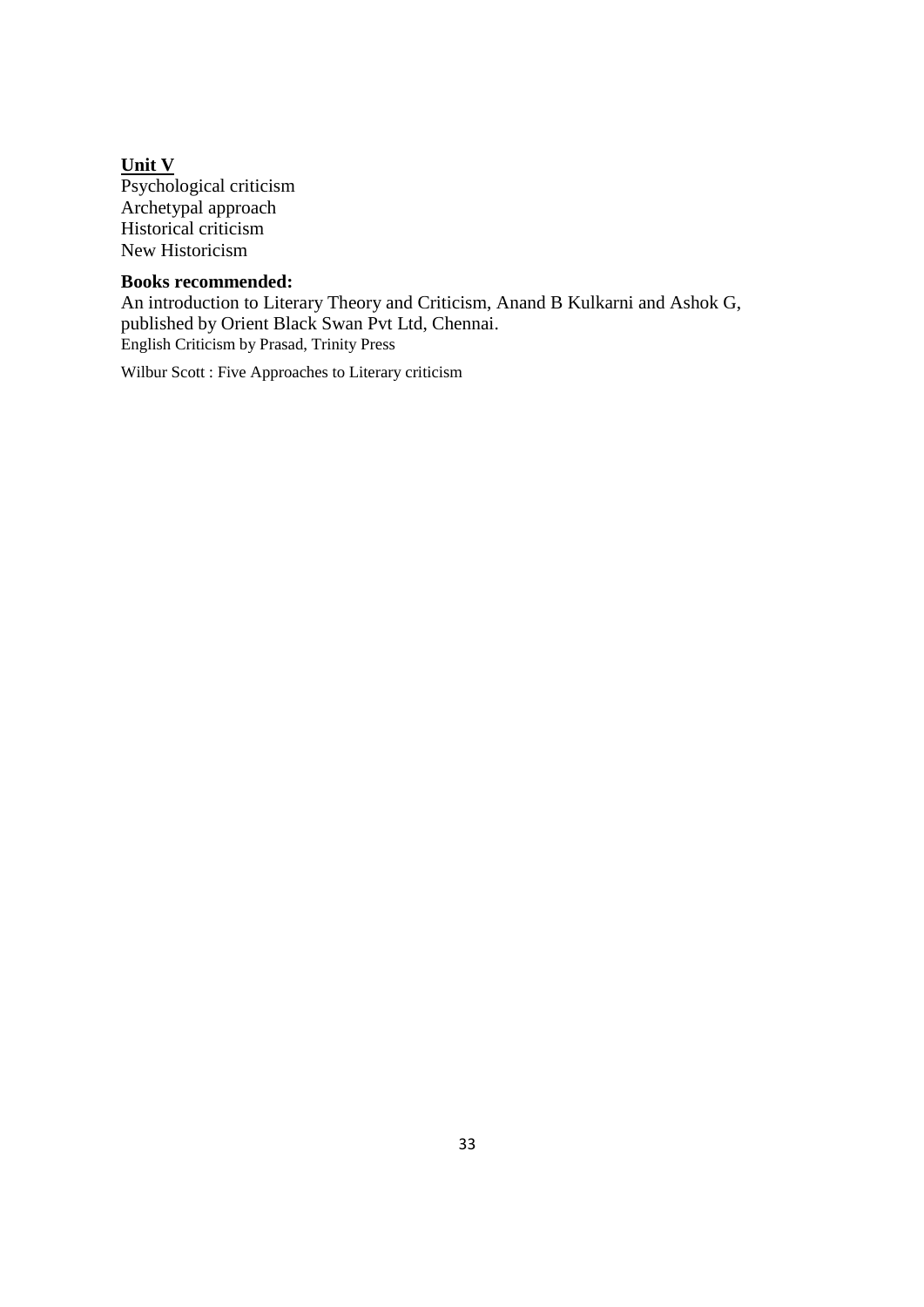**Unit V**

Psychological criticism
Archetypal approach
Historical criticism
New Historicism

**Books recommended:**

An introduction to Literary Theory and Criticism, Anand B Kulkarni and Ashok G, published by Orient Black Swan Pvt Ltd, Chennai.
English Criticism by Prasad, Trinity Press

Wilbur Scott : Five Approaches to Literary criticism